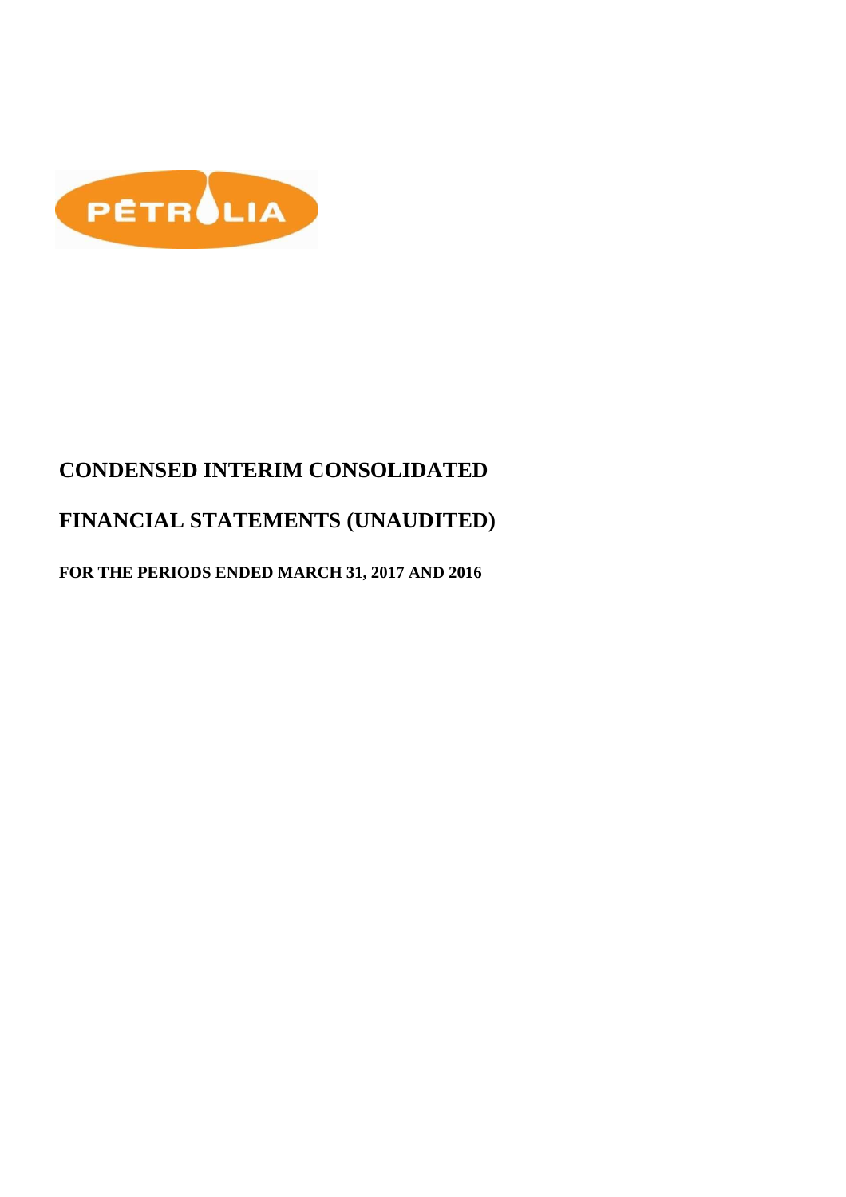PÉTROLIA

# CONDENSED INTERIM CONSOLIDATED

# FINANCIAL STATEMENTS (UNAUDITED)

**FOR THE PERIODS ENDED MARCH 31, 2017 AND 2016**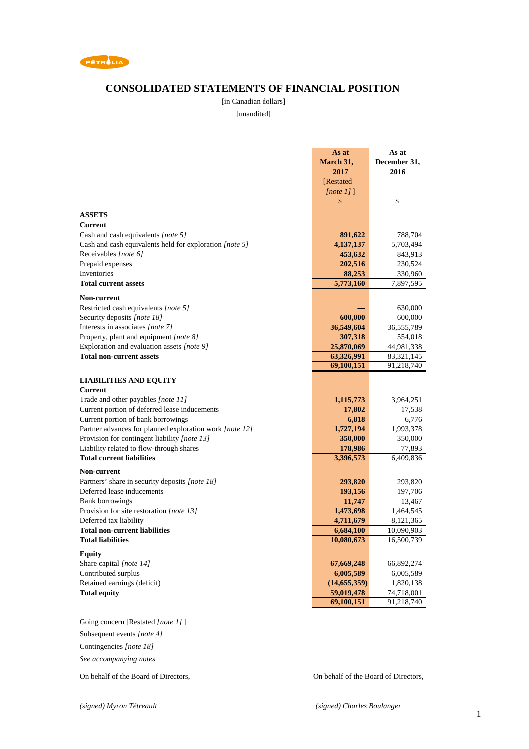PÉTROLIA

# CONSOLIDATED STATEMENTS OF FINANCIAL POSITION

[in Canadian dollars]

[unaudited]

| | As at March 31, 2017 [Restated *[note 1]* ] | As at December 31, 2016 |
|---|---|---|
| | $ | $ |
| **ASSETS** | | |
| **Current** | | |
| Cash and cash equivalents *[note 5]* | **891,622** | 788,704 |
| Cash and cash equivalents held for exploration *[note 5]* | **4,137,137** | 5,703,494 |
| Receivables *[note 6]* | **453,632** | 843,913 |
| Prepaid expenses | **202,516** | 230,524 |
| Inventories | **88,253** | 330,960 |
| **Total current assets** | **5,773,160** | 7,897,595 |
| **Non-current** | | |
| Restricted cash equivalents *[note 5]* | **—** | 630,000 |
| Security deposits *[note 18]* | **600,000** | 600,000 |
| Interests in associates *[note 7]* | **36,549,604** | 36,555,789 |
| Property, plant and equipment *[note 8]* | **307,318** | 554,018 |
| Exploration and evaluation assets *[note 9]* | **25,870,069** | 44,981,338 |
| **Total non-current assets** | **63,326,991** | 83,321,145 |
| | **69,100,151** | 91,218,740 |
| **LIABILITIES AND EQUITY** | | |
| **Current** | | |
| Trade and other payables *[note 11]* | **1,115,773** | 3,964,251 |
| Current portion of deferred lease inducements | **17,802** | 17,538 |
| Current portion of bank borrowings | **6,818** | 6,776 |
| Partner advances for planned exploration work *[note 12]* | **1,727,194** | 1,993,378 |
| Provision for contingent liability *[note 13]* | **350,000** | 350,000 |
| Liability related to flow-through shares | **178,986** | 77,893 |
| **Total current liabilities** | **3,396,573** | 6,409,836 |
| **Non-current** | | |
| Partners' share in security deposits *[note 18]* | **293,820** | 293,820 |
| Deferred lease inducements | **193,156** | 197,706 |
| Bank borrowings | **11,747** | 13,467 |
| Provision for site restoration *[note 13]* | **1,473,698** | 1,464,545 |
| Deferred tax liability | **4,711,679** | 8,121,365 |
| **Total non-current liabilities** | **6,684,100** | 10,090,903 |
| **Total liabilities** | **10,080,673** | 16,500,739 |
| **Equity** | | |
| Share capital *[note 14]* | **67,669,248** | 66,892,274 |
| Contributed surplus | **6,005,589** | 6,005,589 |
| Retained earnings (deficit) | **(14,655,359)** | 1,820,138 |
| **Total equity** | **59,019,478** | 74,718,001 |
| | **69,100,151** | 91,218,740 |

Going concern [Restated *[note 1]* ]

Subsequent events *[note 4]*

Contingencies *[note 18]*

*See accompanying notes*

On behalf of the Board of Directors,

*(signed) Myron Tétreault*

On behalf of the Board of Directors,

*(signed) Charles Boulanger*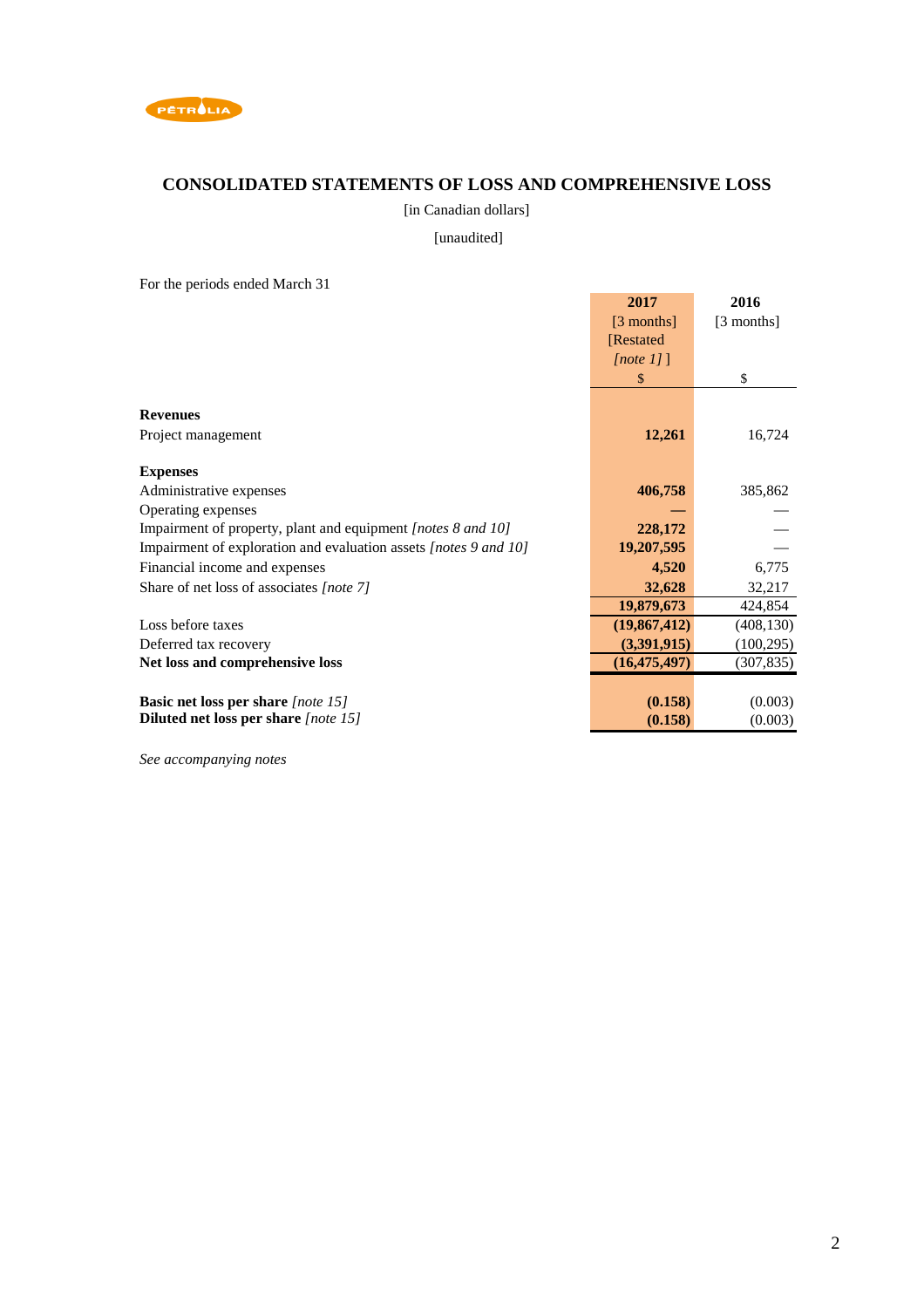# CONSOLIDATED STATEMENTS OF LOSS AND COMPREHENSIVE LOSS

[in Canadian dollars]

[unaudited]

For the periods ended March 31

| | **2017** [3 months] [Restated *[note 1]* ] $ | **2016** [3 months] $ |
|---|---|---|
| **Revenues** | | |
| Project management | **12,261** | 16,724 |
| **Expenses** | | |
| Administrative expenses | **406,758** | 385,862 |
| Operating expenses | **—** | — |
| Impairment of property, plant and equipment *[notes 8 and 10]* | **228,172** | — |
| Impairment of exploration and evaluation assets *[notes 9 and 10]* | **19,207,595** | — |
| Financial income and expenses | **4,520** | 6,775 |
| Share of net loss of associates *[note 7]* | **32,628** | 32,217 |
| | **19,879,673** | 424,854 |
| Loss before taxes | **(19,867,412)** | (408,130) |
| Deferred tax recovery | **(3,391,915)** | (100,295) |
| **Net loss and comprehensive loss** | **(16,475,497)** | (307,835) |
| **Basic net loss per share** *[note 15]* | **(0.158)** | (0.003) |
| **Diluted net loss per share** *[note 15]* | **(0.158)** | (0.003) |

*See accompanying notes*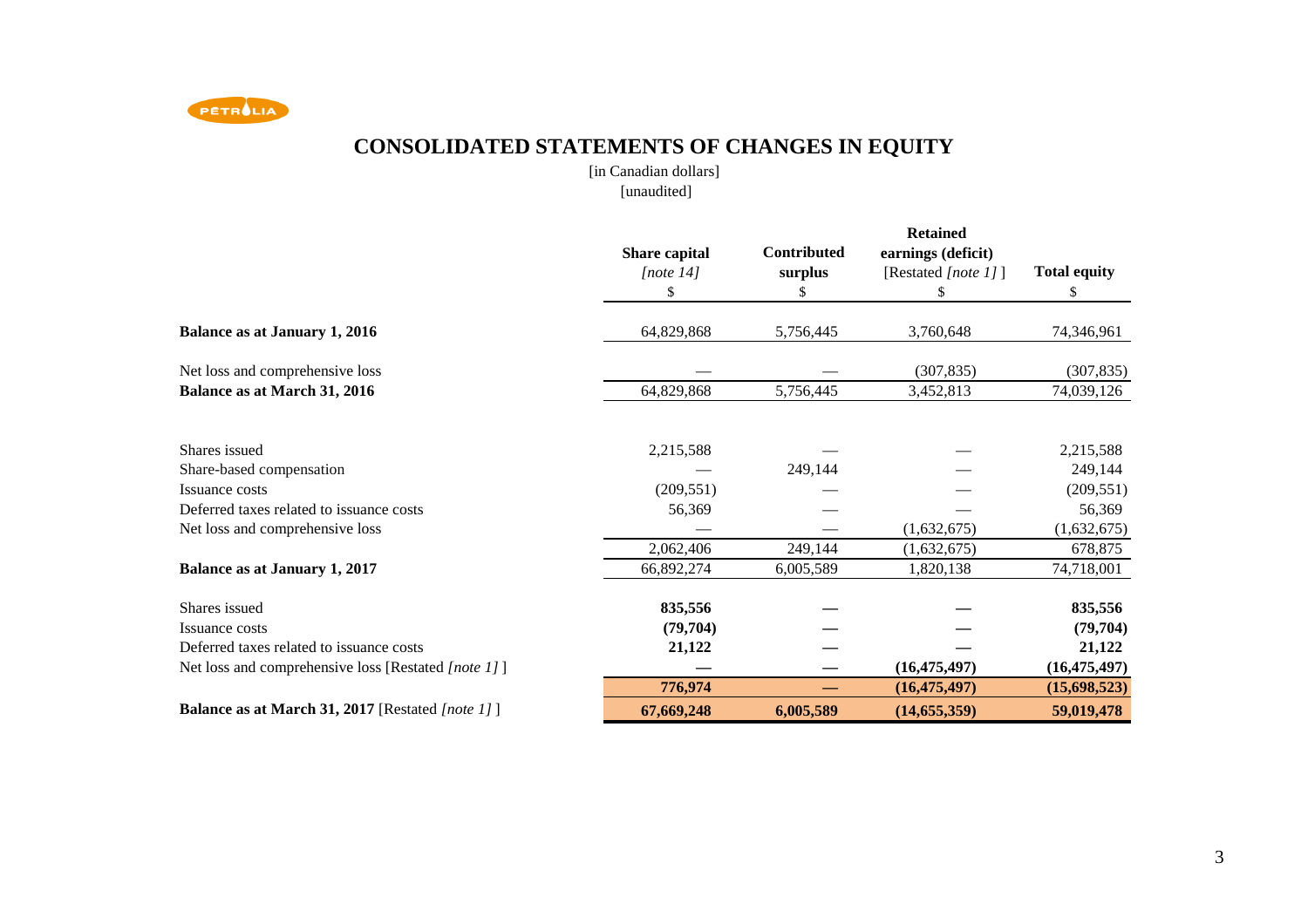# CONSOLIDATED STATEMENTS OF CHANGES IN EQUITY

[in Canadian dollars]
[unaudited]

| | Share capital [note 14] $ | Contributed surplus $ | Retained earnings (deficit) [Restated [note 1] ] $ | Total equity $ |
|---|---|---|---|---|
| **Balance as at January 1, 2016** | 64,829,868 | 5,756,445 | 3,760,648 | 74,346,961 |
| Net loss and comprehensive loss | — | — | (307,835) | (307,835) |
| **Balance as at March 31, 2016** | 64,829,868 | 5,756,445 | 3,452,813 | 74,039,126 |
| Shares issued | 2,215,588 | — | — | 2,215,588 |
| Share-based compensation | — | 249,144 | — | 249,144 |
| Issuance costs | (209,551) | — | — | (209,551) |
| Deferred taxes related to issuance costs | 56,369 | — | — | 56,369 |
| Net loss and comprehensive loss | — | — | (1,632,675) | (1,632,675) |
| | 2,062,406 | 249,144 | (1,632,675) | 678,875 |
| **Balance as at January 1, 2017** | 66,892,274 | 6,005,589 | 1,820,138 | 74,718,001 |
| Shares issued | **835,556** | **—** | **—** | **835,556** |
| Issuance costs | **(79,704)** | **—** | **—** | **(79,704)** |
| Deferred taxes related to issuance costs | **21,122** | **—** | **—** | **21,122** |
| Net loss and comprehensive loss [Restated [note 1] ] | **—** | **—** | **(16,475,497)** | **(16,475,497)** |
| | **776,974** | **—** | **(16,475,497)** | **(15,698,523)** |
| **Balance as at March 31, 2017** [Restated [note 1] ] | **67,669,248** | **6,005,589** | **(14,655,359)** | **59,019,478** |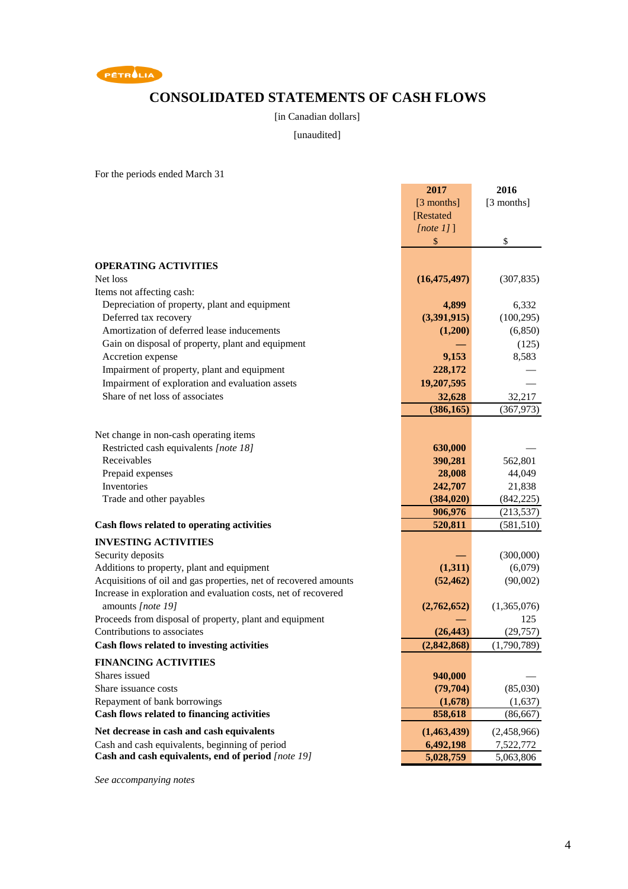PÉTROLIA

# CONSOLIDATED STATEMENTS OF CASH FLOWS

[in Canadian dollars]

[unaudited]

For the periods ended March 31

| | 2017 [3 months] [Restated *[note 1]* ] $ | 2016 [3 months] $ |
|---|---|---|
| **OPERATING ACTIVITIES** | | |
| Net loss | **(16,475,497)** | (307,835) |
| Items not affecting cash: | | |
| Depreciation of property, plant and equipment | **4,899** | 6,332 |
| Deferred tax recovery | **(3,391,915)** | (100,295) |
| Amortization of deferred lease inducements | **(1,200)** | (6,850) |
| Gain on disposal of property, plant and equipment | **—** | (125) |
| Accretion expense | **9,153** | 8,583 |
| Impairment of property, plant and equipment | **228,172** | — |
| Impairment of exploration and evaluation assets | **19,207,595** | — |
| Share of net loss of associates | **32,628** | 32,217 |
| | **(386,165)** | (367,973) |
| Net change in non-cash operating items | | |
| Restricted cash equivalents *[note 18]* | **630,000** | — |
| Receivables | **390,281** | 562,801 |
| Prepaid expenses | **28,008** | 44,049 |
| Inventories | **242,707** | 21,838 |
| Trade and other payables | **(384,020)** | (842,225) |
| | **906,976** | (213,537) |
| **Cash flows related to operating activities** | **520,811** | (581,510) |
| **INVESTING ACTIVITIES** | | |
| Security deposits | **—** | (300,000) |
| Additions to property, plant and equipment | **(1,311)** | (6,079) |
| Acquisitions of oil and gas properties, net of recovered amounts | **(52,462)** | (90,002) |
| Increase in exploration and evaluation costs, net of recovered amounts *[note 19]* | **(2,762,652)** | (1,365,076) |
| Proceeds from disposal of property, plant and equipment | **—** | 125 |
| Contributions to associates | **(26,443)** | (29,757) |
| **Cash flows related to investing activities** | **(2,842,868)** | (1,790,789) |
| **FINANCING ACTIVITIES** | | |
| Shares issued | **940,000** | — |
| Share issuance costs | **(79,704)** | (85,030) |
| Repayment of bank borrowings | **(1,678)** | (1,637) |
| **Cash flows related to financing activities** | **858,618** | (86,667) |
| **Net decrease in cash and cash equivalents** | **(1,463,439)** | (2,458,966) |
| Cash and cash equivalents, beginning of period | **6,492,198** | 7,522,772 |
| **Cash and cash equivalents, end of period** *[note 19]* | **5,028,759** | 5,063,806 |

*See accompanying notes*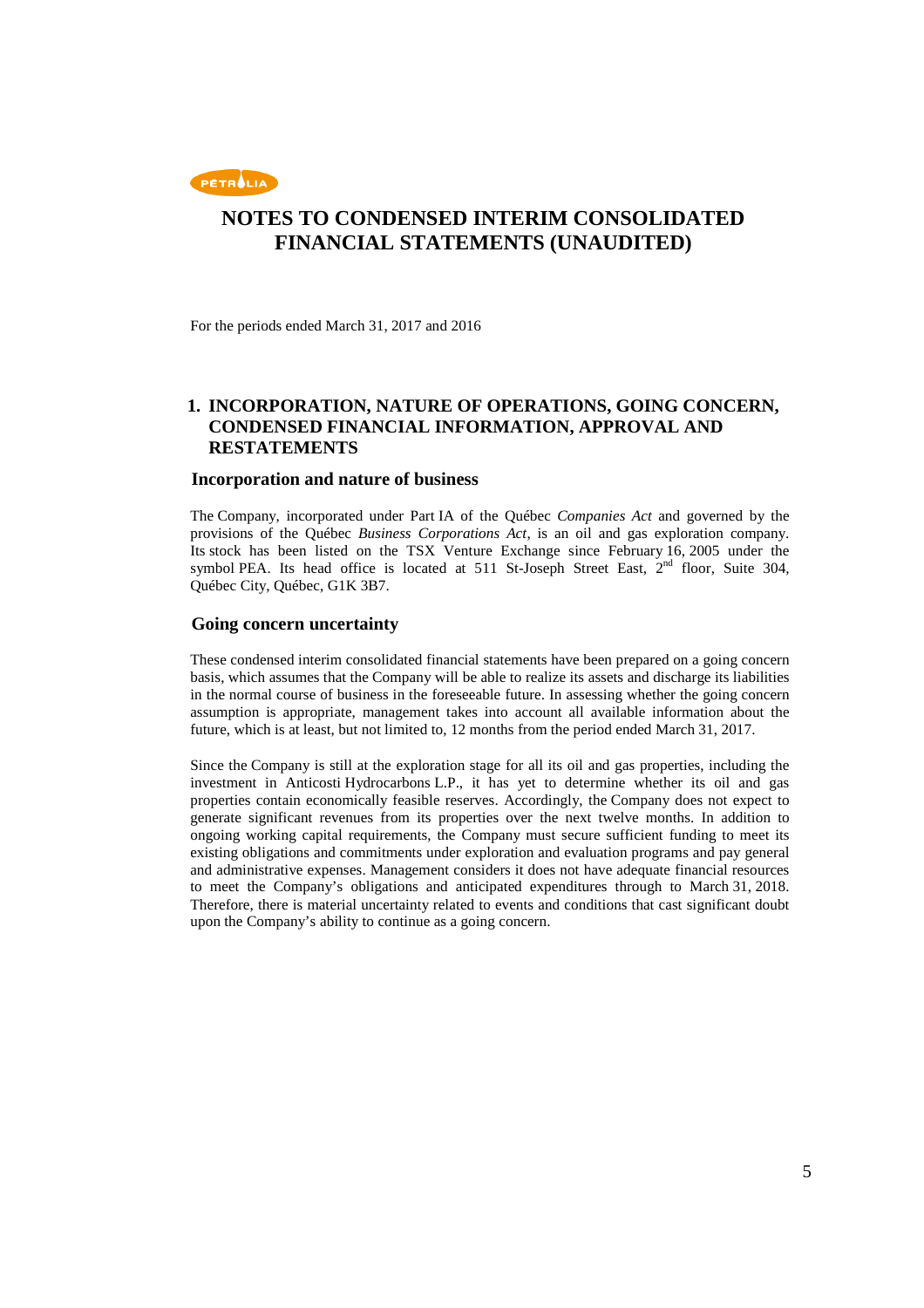# NOTES TO CONDENSED INTERIM CONSOLIDATED FINANCIAL STATEMENTS (UNAUDITED)

For the periods ended March 31, 2017 and 2016

## 1. INCORPORATION, NATURE OF OPERATIONS, GOING CONCERN, CONDENSED FINANCIAL INFORMATION, APPROVAL AND RESTATEMENTS

### Incorporation and nature of business

The Company, incorporated under Part IA of the Québec *Companies Act* and governed by the provisions of the Québec *Business Corporations Act*, is an oil and gas exploration company. Its stock has been listed on the TSX Venture Exchange since February 16, 2005 under the symbol PEA. Its head office is located at 511 St-Joseph Street East, 2nd floor, Suite 304, Québec City, Québec, G1K 3B7.

### Going concern uncertainty

These condensed interim consolidated financial statements have been prepared on a going concern basis, which assumes that the Company will be able to realize its assets and discharge its liabilities in the normal course of business in the foreseeable future. In assessing whether the going concern assumption is appropriate, management takes into account all available information about the future, which is at least, but not limited to, 12 months from the period ended March 31, 2017.

Since the Company is still at the exploration stage for all its oil and gas properties, including the investment in Anticosti Hydrocarbons L.P., it has yet to determine whether its oil and gas properties contain economically feasible reserves. Accordingly, the Company does not expect to generate significant revenues from its properties over the next twelve months. In addition to ongoing working capital requirements, the Company must secure sufficient funding to meet its existing obligations and commitments under exploration and evaluation programs and pay general and administrative expenses. Management considers it does not have adequate financial resources to meet the Company's obligations and anticipated expenditures through to March 31, 2018. Therefore, there is material uncertainty related to events and conditions that cast significant doubt upon the Company's ability to continue as a going concern.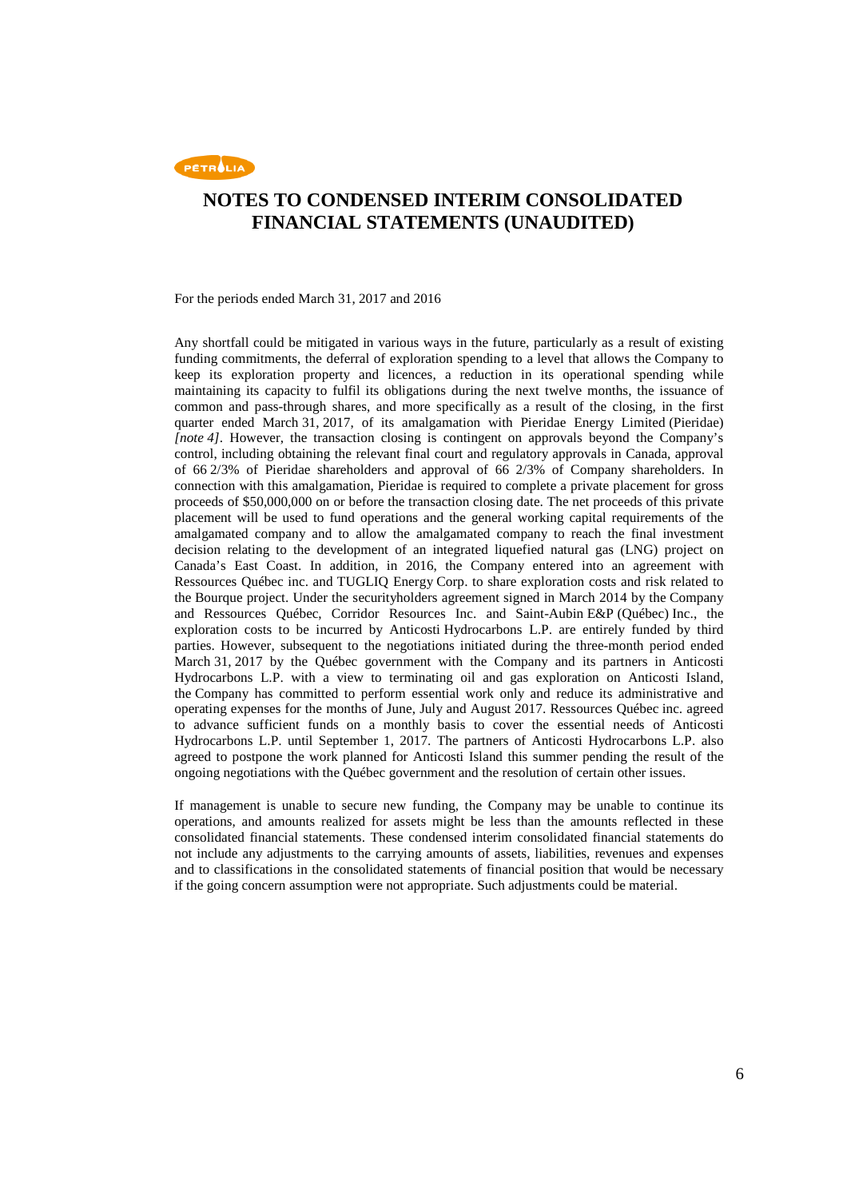# NOTES TO CONDENSED INTERIM CONSOLIDATED FINANCIAL STATEMENTS (UNAUDITED)

For the periods ended March 31, 2017 and 2016

Any shortfall could be mitigated in various ways in the future, particularly as a result of existing funding commitments, the deferral of exploration spending to a level that allows the Company to keep its exploration property and licences, a reduction in its operational spending while maintaining its capacity to fulfil its obligations during the next twelve months, the issuance of common and pass-through shares, and more specifically as a result of the closing, in the first quarter ended March 31, 2017, of its amalgamation with Pieridae Energy Limited (Pieridae) *[note 4]*. However, the transaction closing is contingent on approvals beyond the Company's control, including obtaining the relevant final court and regulatory approvals in Canada, approval of 66 2/3% of Pieridae shareholders and approval of 66 2/3% of Company shareholders. In connection with this amalgamation, Pieridae is required to complete a private placement for gross proceeds of $50,000,000 on or before the transaction closing date. The net proceeds of this private placement will be used to fund operations and the general working capital requirements of the amalgamated company and to allow the amalgamated company to reach the final investment decision relating to the development of an integrated liquefied natural gas (LNG) project on Canada's East Coast. In addition, in 2016, the Company entered into an agreement with Ressources Québec inc. and TUGLIQ Energy Corp. to share exploration costs and risk related to the Bourque project. Under the securityholders agreement signed in March 2014 by the Company and Ressources Québec, Corridor Resources Inc. and Saint-Aubin E&P (Québec) Inc., the exploration costs to be incurred by Anticosti Hydrocarbons L.P. are entirely funded by third parties. However, subsequent to the negotiations initiated during the three-month period ended March 31, 2017 by the Québec government with the Company and its partners in Anticosti Hydrocarbons L.P. with a view to terminating oil and gas exploration on Anticosti Island, the Company has committed to perform essential work only and reduce its administrative and operating expenses for the months of June, July and August 2017. Ressources Québec inc. agreed to advance sufficient funds on a monthly basis to cover the essential needs of Anticosti Hydrocarbons L.P. until September 1, 2017. The partners of Anticosti Hydrocarbons L.P. also agreed to postpone the work planned for Anticosti Island this summer pending the result of the ongoing negotiations with the Québec government and the resolution of certain other issues.

If management is unable to secure new funding, the Company may be unable to continue its operations, and amounts realized for assets might be less than the amounts reflected in these consolidated financial statements. These condensed interim consolidated financial statements do not include any adjustments to the carrying amounts of assets, liabilities, revenues and expenses and to classifications in the consolidated statements of financial position that would be necessary if the going concern assumption were not appropriate. Such adjustments could be material.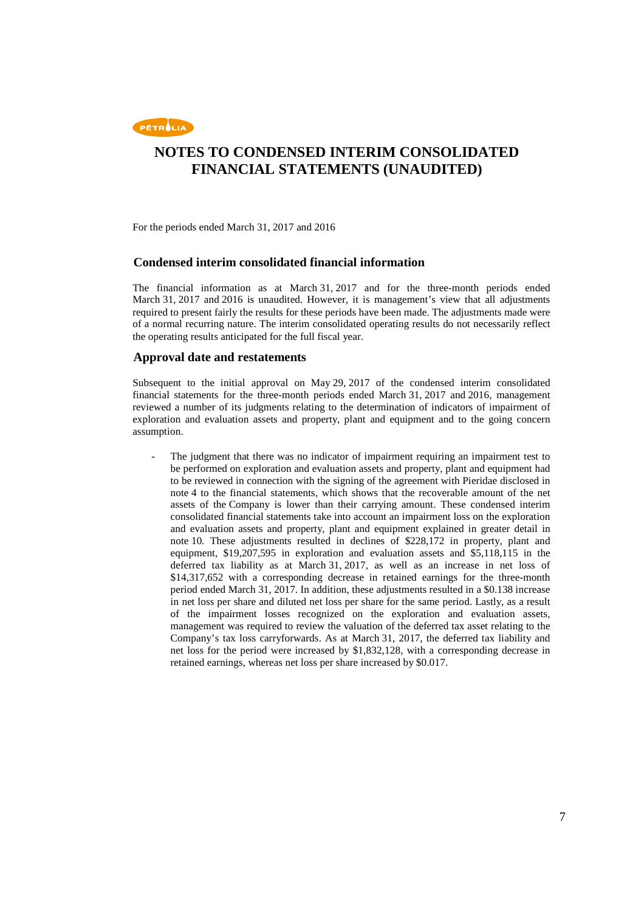# NOTES TO CONDENSED INTERIM CONSOLIDATED FINANCIAL STATEMENTS (UNAUDITED)

For the periods ended March 31, 2017 and 2016

## Condensed interim consolidated financial information

The financial information as at March 31, 2017 and for the three-month periods ended March 31, 2017 and 2016 is unaudited. However, it is management's view that all adjustments required to present fairly the results for these periods have been made. The adjustments made were of a normal recurring nature. The interim consolidated operating results do not necessarily reflect the operating results anticipated for the full fiscal year.

## Approval date and restatements

Subsequent to the initial approval on May 29, 2017 of the condensed interim consolidated financial statements for the three-month periods ended March 31, 2017 and 2016, management reviewed a number of its judgments relating to the determination of indicators of impairment of exploration and evaluation assets and property, plant and equipment and to the going concern assumption.

- The judgment that there was no indicator of impairment requiring an impairment test to be performed on exploration and evaluation assets and property, plant and equipment had to be reviewed in connection with the signing of the agreement with Pieridae disclosed in note 4 to the financial statements, which shows that the recoverable amount of the net assets of the Company is lower than their carrying amount. These condensed interim consolidated financial statements take into account an impairment loss on the exploration and evaluation assets and property, plant and equipment explained in greater detail in note 10. These adjustments resulted in declines of $228,172 in property, plant and equipment, $19,207,595 in exploration and evaluation assets and $5,118,115 in the deferred tax liability as at March 31, 2017, as well as an increase in net loss of $14,317,652 with a corresponding decrease in retained earnings for the three-month period ended March 31, 2017. In addition, these adjustments resulted in a $0.138 increase in net loss per share and diluted net loss per share for the same period. Lastly, as a result of the impairment losses recognized on the exploration and evaluation assets, management was required to review the valuation of the deferred tax asset relating to the Company's tax loss carryforwards. As at March 31, 2017, the deferred tax liability and net loss for the period were increased by $1,832,128, with a corresponding decrease in retained earnings, whereas net loss per share increased by $0.017.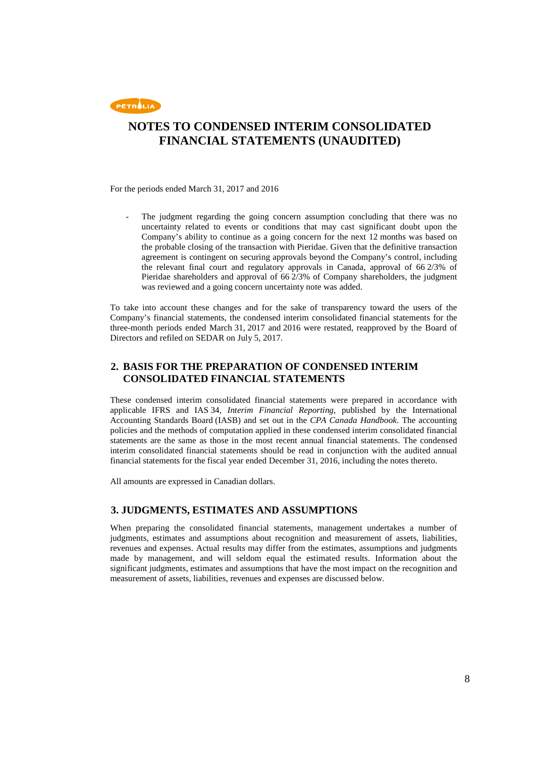# NOTES TO CONDENSED INTERIM CONSOLIDATED FINANCIAL STATEMENTS (UNAUDITED)

For the periods ended March 31, 2017 and 2016

- The judgment regarding the going concern assumption concluding that there was no uncertainty related to events or conditions that may cast significant doubt upon the Company's ability to continue as a going concern for the next 12 months was based on the probable closing of the transaction with Pieridae. Given that the definitive transaction agreement is contingent on securing approvals beyond the Company's control, including the relevant final court and regulatory approvals in Canada, approval of 66 2/3% of Pieridae shareholders and approval of 66 2/3% of Company shareholders, the judgment was reviewed and a going concern uncertainty note was added.

To take into account these changes and for the sake of transparency toward the users of the Company's financial statements, the condensed interim consolidated financial statements for the three-month periods ended March 31, 2017 and 2016 were restated, reapproved by the Board of Directors and refiled on SEDAR on July 5, 2017.

## 2. BASIS FOR THE PREPARATION OF CONDENSED INTERIM CONSOLIDATED FINANCIAL STATEMENTS

These condensed interim consolidated financial statements were prepared in accordance with applicable IFRS and IAS 34, *Interim Financial Reporting*, published by the International Accounting Standards Board (IASB) and set out in the *CPA Canada Handbook*. The accounting policies and the methods of computation applied in these condensed interim consolidated financial statements are the same as those in the most recent annual financial statements. The condensed interim consolidated financial statements should be read in conjunction with the audited annual financial statements for the fiscal year ended December 31, 2016, including the notes thereto.

All amounts are expressed in Canadian dollars.

## 3. JUDGMENTS, ESTIMATES AND ASSUMPTIONS

When preparing the consolidated financial statements, management undertakes a number of judgments, estimates and assumptions about recognition and measurement of assets, liabilities, revenues and expenses. Actual results may differ from the estimates, assumptions and judgments made by management, and will seldom equal the estimated results. Information about the significant judgments, estimates and assumptions that have the most impact on the recognition and measurement of assets, liabilities, revenues and expenses are discussed below.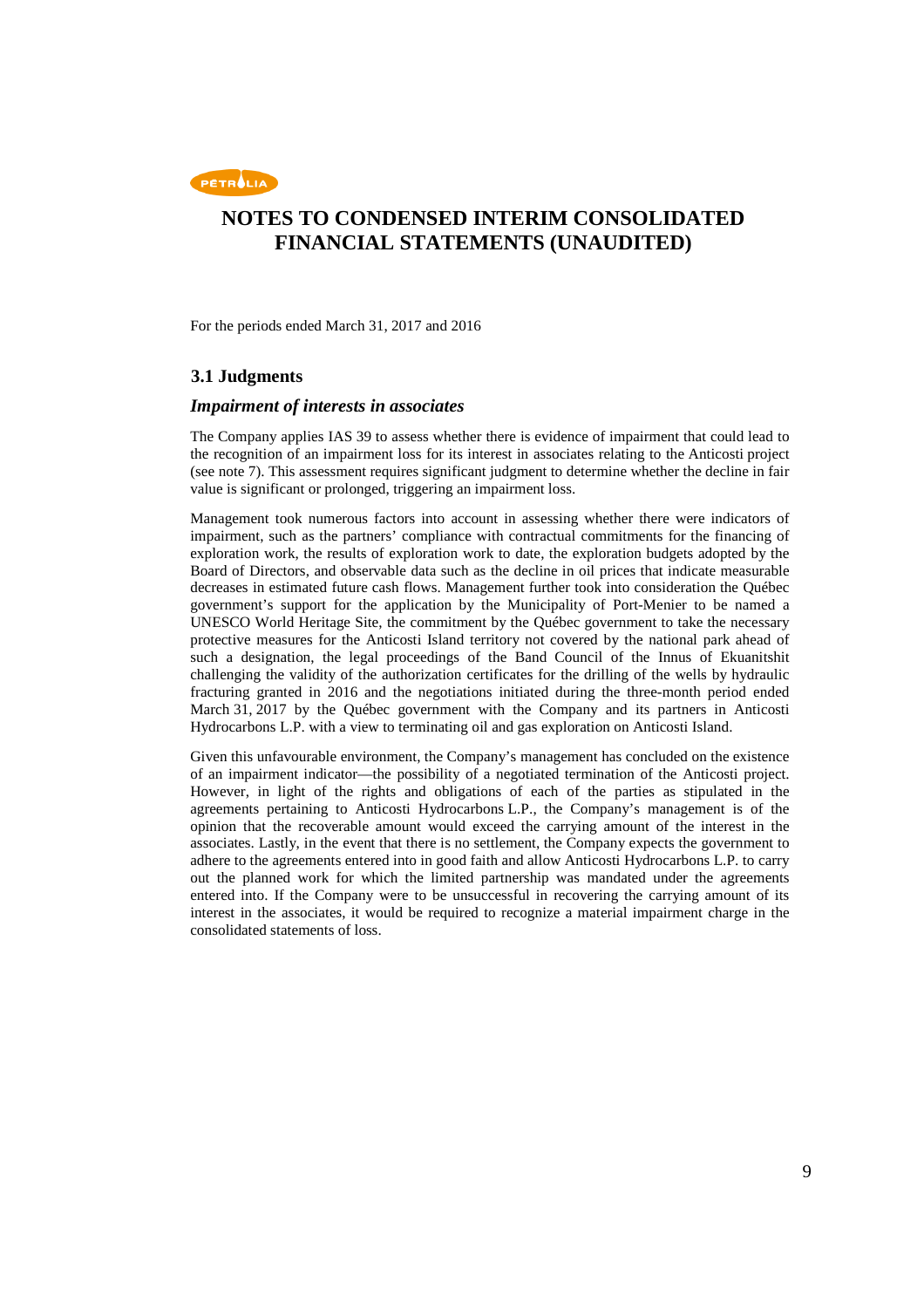# NOTES TO CONDENSED INTERIM CONSOLIDATED FINANCIAL STATEMENTS (UNAUDITED)

For the periods ended March 31, 2017 and 2016

### 3.1 Judgments

#### *Impairment of interests in associates*

The Company applies IAS 39 to assess whether there is evidence of impairment that could lead to the recognition of an impairment loss for its interest in associates relating to the Anticosti project (see note 7). This assessment requires significant judgment to determine whether the decline in fair value is significant or prolonged, triggering an impairment loss.

Management took numerous factors into account in assessing whether there were indicators of impairment, such as the partners' compliance with contractual commitments for the financing of exploration work, the results of exploration work to date, the exploration budgets adopted by the Board of Directors, and observable data such as the decline in oil prices that indicate measurable decreases in estimated future cash flows. Management further took into consideration the Québec government's support for the application by the Municipality of Port-Menier to be named a UNESCO World Heritage Site, the commitment by the Québec government to take the necessary protective measures for the Anticosti Island territory not covered by the national park ahead of such a designation, the legal proceedings of the Band Council of the Innus of Ekuanitshit challenging the validity of the authorization certificates for the drilling of the wells by hydraulic fracturing granted in 2016 and the negotiations initiated during the three-month period ended March 31, 2017 by the Québec government with the Company and its partners in Anticosti Hydrocarbons L.P. with a view to terminating oil and gas exploration on Anticosti Island.

Given this unfavourable environment, the Company's management has concluded on the existence of an impairment indicator—the possibility of a negotiated termination of the Anticosti project. However, in light of the rights and obligations of each of the parties as stipulated in the agreements pertaining to Anticosti Hydrocarbons L.P., the Company's management is of the opinion that the recoverable amount would exceed the carrying amount of the interest in the associates. Lastly, in the event that there is no settlement, the Company expects the government to adhere to the agreements entered into in good faith and allow Anticosti Hydrocarbons L.P. to carry out the planned work for which the limited partnership was mandated under the agreements entered into. If the Company were to be unsuccessful in recovering the carrying amount of its interest in the associates, it would be required to recognize a material impairment charge in the consolidated statements of loss.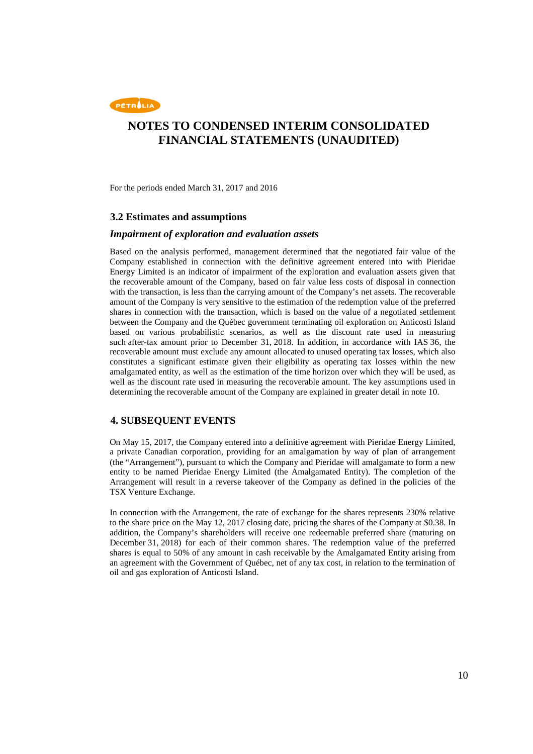# NOTES TO CONDENSED INTERIM CONSOLIDATED FINANCIAL STATEMENTS (UNAUDITED)

For the periods ended March 31, 2017 and 2016

### 3.2 Estimates and assumptions

#### *Impairment of exploration and evaluation assets*

Based on the analysis performed, management determined that the negotiated fair value of the Company established in connection with the definitive agreement entered into with Pieridae Energy Limited is an indicator of impairment of the exploration and evaluation assets given that the recoverable amount of the Company, based on fair value less costs of disposal in connection with the transaction, is less than the carrying amount of the Company's net assets. The recoverable amount of the Company is very sensitive to the estimation of the redemption value of the preferred shares in connection with the transaction, which is based on the value of a negotiated settlement between the Company and the Québec government terminating oil exploration on Anticosti Island based on various probabilistic scenarios, as well as the discount rate used in measuring such after-tax amount prior to December 31, 2018. In addition, in accordance with IAS 36, the recoverable amount must exclude any amount allocated to unused operating tax losses, which also constitutes a significant estimate given their eligibility as operating tax losses within the new amalgamated entity, as well as the estimation of the time horizon over which they will be used, as well as the discount rate used in measuring the recoverable amount. The key assumptions used in determining the recoverable amount of the Company are explained in greater detail in note 10.

## 4. SUBSEQUENT EVENTS

On May 15, 2017, the Company entered into a definitive agreement with Pieridae Energy Limited, a private Canadian corporation, providing for an amalgamation by way of plan of arrangement (the "Arrangement"), pursuant to which the Company and Pieridae will amalgamate to form a new entity to be named Pieridae Energy Limited (the Amalgamated Entity). The completion of the Arrangement will result in a reverse takeover of the Company as defined in the policies of the TSX Venture Exchange.

In connection with the Arrangement, the rate of exchange for the shares represents 230% relative to the share price on the May 12, 2017 closing date, pricing the shares of the Company at $0.38. In addition, the Company's shareholders will receive one redeemable preferred share (maturing on December 31, 2018) for each of their common shares. The redemption value of the preferred shares is equal to 50% of any amount in cash receivable by the Amalgamated Entity arising from an agreement with the Government of Québec, net of any tax cost, in relation to the termination of oil and gas exploration of Anticosti Island.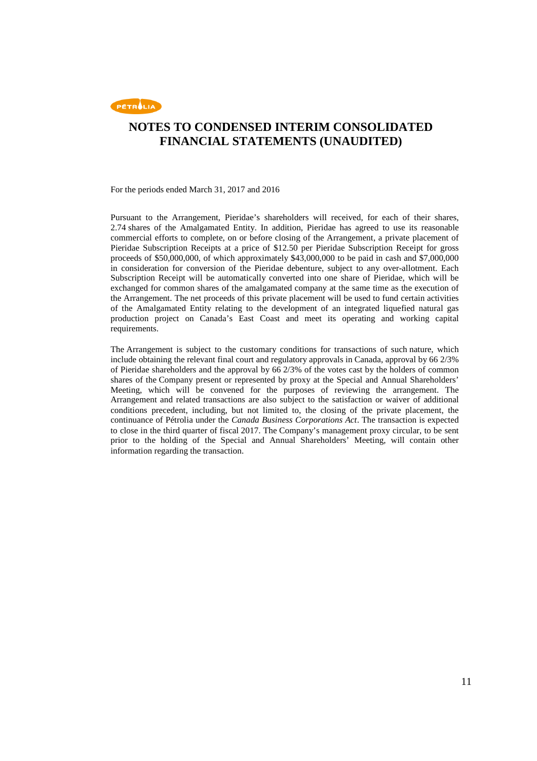# NOTES TO CONDENSED INTERIM CONSOLIDATED FINANCIAL STATEMENTS (UNAUDITED)

For the periods ended March 31, 2017 and 2016

Pursuant to the Arrangement, Pieridae's shareholders will received, for each of their shares, 2.74 shares of the Amalgamated Entity. In addition, Pieridae has agreed to use its reasonable commercial efforts to complete, on or before closing of the Arrangement, a private placement of Pieridae Subscription Receipts at a price of $12.50 per Pieridae Subscription Receipt for gross proceeds of $50,000,000, of which approximately $43,000,000 to be paid in cash and $7,000,000 in consideration for conversion of the Pieridae debenture, subject to any over-allotment. Each Subscription Receipt will be automatically converted into one share of Pieridae, which will be exchanged for common shares of the amalgamated company at the same time as the execution of the Arrangement. The net proceeds of this private placement will be used to fund certain activities of the Amalgamated Entity relating to the development of an integrated liquefied natural gas production project on Canada's East Coast and meet its operating and working capital requirements.

The Arrangement is subject to the customary conditions for transactions of such nature, which include obtaining the relevant final court and regulatory approvals in Canada, approval by 66 2/3% of Pieridae shareholders and the approval by 66 2/3% of the votes cast by the holders of common shares of the Company present or represented by proxy at the Special and Annual Shareholders' Meeting, which will be convened for the purposes of reviewing the arrangement. The Arrangement and related transactions are also subject to the satisfaction or waiver of additional conditions precedent, including, but not limited to, the closing of the private placement, the continuance of Pétrolia under the *Canada Business Corporations Act*. The transaction is expected to close in the third quarter of fiscal 2017. The Company's management proxy circular, to be sent prior to the holding of the Special and Annual Shareholders' Meeting, will contain other information regarding the transaction.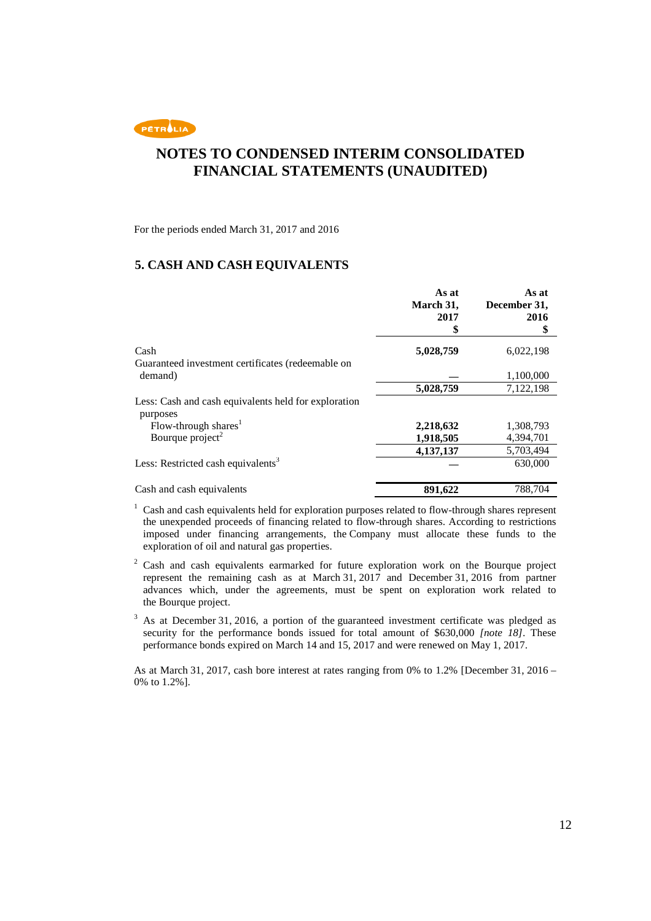# NOTES TO CONDENSED INTERIM CONSOLIDATED FINANCIAL STATEMENTS (UNAUDITED)

For the periods ended March 31, 2017 and 2016

## 5. CASH AND CASH EQUIVALENTS

| | As at March 31, 2017 $ | As at December 31, 2016 $ |
|---|---|---|
| Cash | **5,028,759** | 6,022,198 |
| Guaranteed investment certificates (redeemable on demand) | **—** | 1,100,000 |
| | **5,028,759** | 7,122,198 |
| Less: Cash and cash equivalents held for exploration purposes | | |
| Flow-through shares[1] | **2,218,632** | 1,308,793 |
| Bourque project[2] | **1,918,505** | 4,394,701 |
| | **4,137,137** | 5,703,494 |
| Less: Restricted cash equivalents[3] | **—** | 630,000 |
| Cash and cash equivalents | **891,622** | 788,704 |

[1] Cash and cash equivalents held for exploration purposes related to flow-through shares represent the unexpended proceeds of financing related to flow-through shares. According to restrictions imposed under financing arrangements, the Company must allocate these funds to the exploration of oil and natural gas properties.

[2] Cash and cash equivalents earmarked for future exploration work on the Bourque project represent the remaining cash as at March 31, 2017 and December 31, 2016 from partner advances which, under the agreements, must be spent on exploration work related to the Bourque project.

[3] As at December 31, 2016, a portion of the guaranteed investment certificate was pledged as security for the performance bonds issued for total amount of $630,000 *[note 18]*. These performance bonds expired on March 14 and 15, 2017 and were renewed on May 1, 2017.

As at March 31, 2017, cash bore interest at rates ranging from 0% to 1.2% [December 31, 2016 – 0% to 1.2%].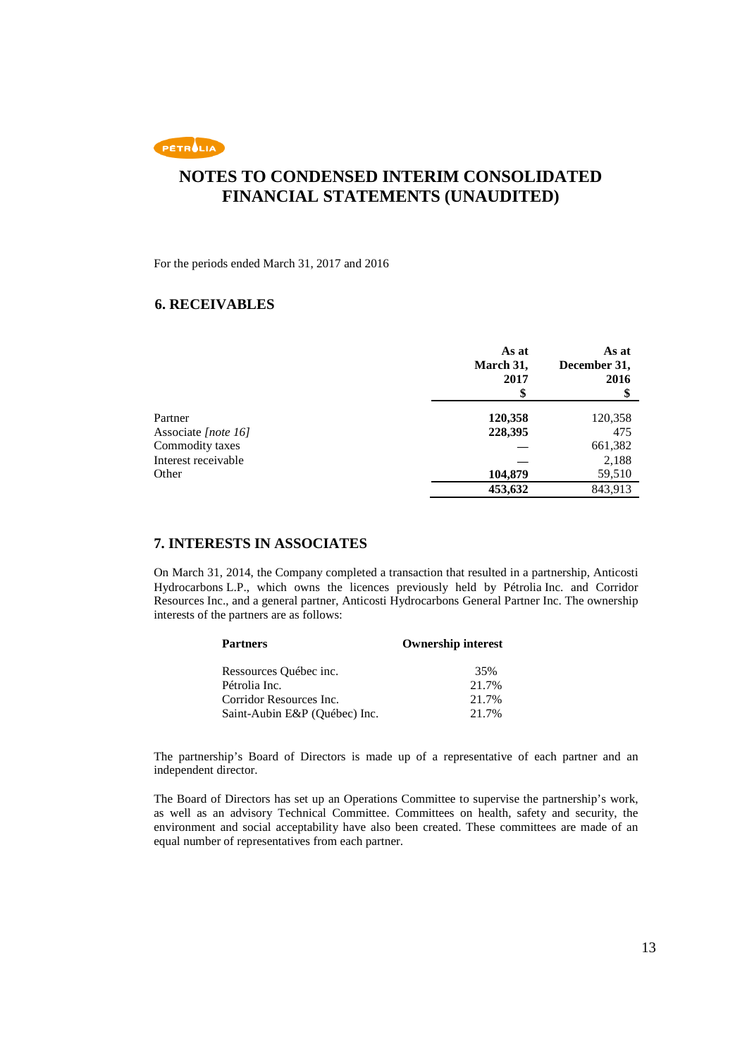# NOTES TO CONDENSED INTERIM CONSOLIDATED FINANCIAL STATEMENTS (UNAUDITED)

For the periods ended March 31, 2017 and 2016

## 6. RECEIVABLES

| | As at March 31, 2017 $ | As at December 31, 2016 $ |
|---|---|---|
| Partner | **120,358** | 120,358 |
| Associate *[note 16]* | **228,395** | 475 |
| Commodity taxes | — | 661,382 |
| Interest receivable | — | 2,188 |
| Other | **104,879** | 59,510 |
| | **453,632** | 843,913 |

## 7. INTERESTS IN ASSOCIATES

On March 31, 2014, the Company completed a transaction that resulted in a partnership, Anticosti Hydrocarbons L.P., which owns the licences previously held by Pétrolia Inc. and Corridor Resources Inc., and a general partner, Anticosti Hydrocarbons General Partner Inc. The ownership interests of the partners are as follows:

| Partners | Ownership interest |
|---|---|
| Ressources Québec inc. | 35% |
| Pétrolia Inc. | 21.7% |
| Corridor Resources Inc. | 21.7% |
| Saint-Aubin E&P (Québec) Inc. | 21.7% |

The partnership's Board of Directors is made up of a representative of each partner and an independent director.

The Board of Directors has set up an Operations Committee to supervise the partnership's work, as well as an advisory Technical Committee. Committees on health, safety and security, the environment and social acceptability have also been created. These committees are made of an equal number of representatives from each partner.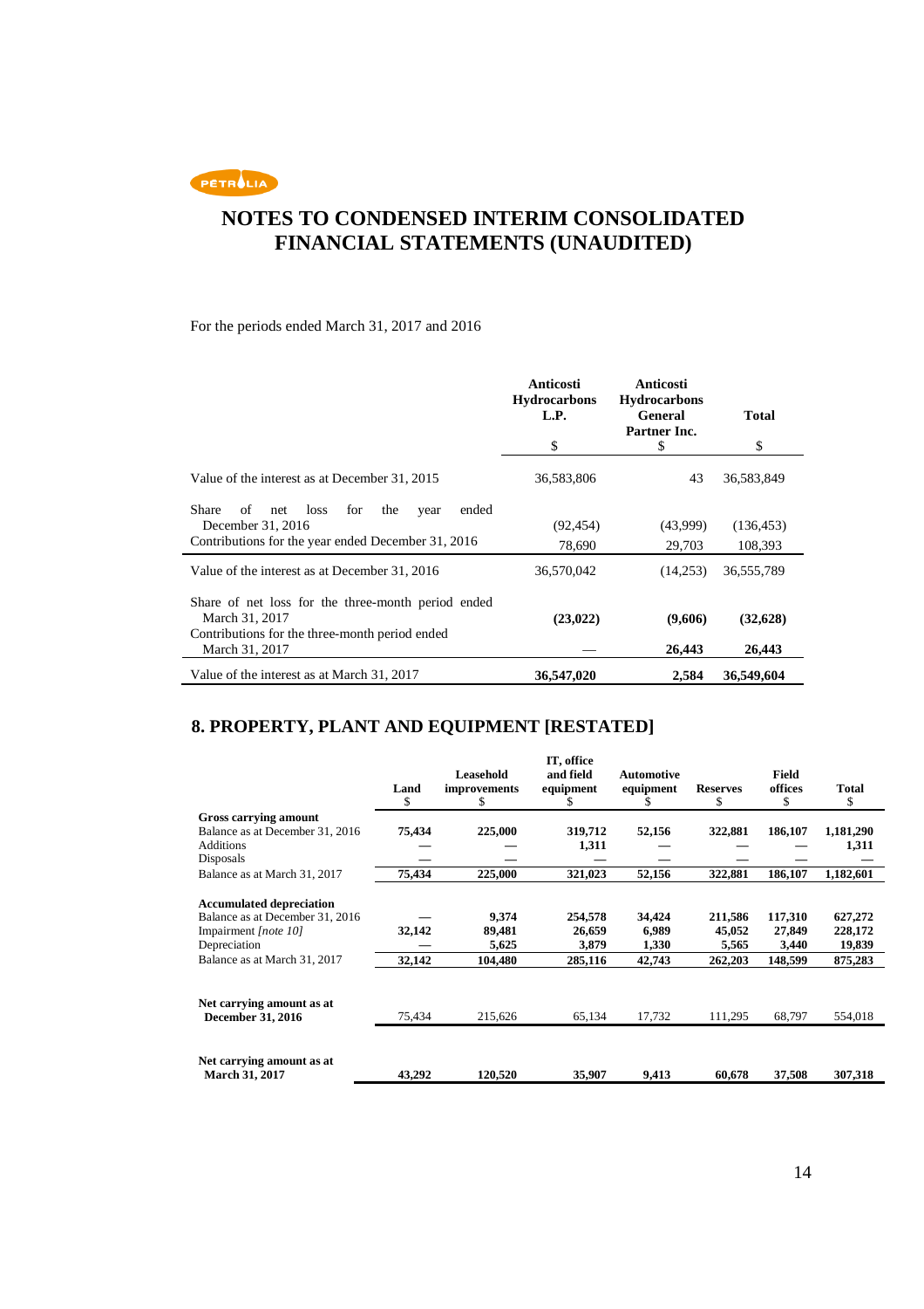# NOTES TO CONDENSED INTERIM CONSOLIDATED FINANCIAL STATEMENTS (UNAUDITED)

For the periods ended March 31, 2017 and 2016

| | Anticosti Hydrocarbons L.P. | Anticosti Hydrocarbons General Partner Inc. | Total |
|---|---|---|---|
| | $ | $ | $ |
| Value of the interest as at December 31, 2015 | 36,583,806 | 43 | 36,583,849 |
| Share of net loss for the year ended December 31, 2016 | (92,454) | (43,999) | (136,453) |
| Contributions for the year ended December 31, 2016 | 78,690 | 29,703 | 108,393 |
| Value of the interest as at December 31, 2016 | 36,570,042 | (14,253) | 36,555,789 |
| Share of net loss for the three-month period ended March 31, 2017 | **(23,022)** | **(9,606)** | **(32,628)** |
| Contributions for the three-month period ended March 31, 2017 | — | **26,443** | **26,443** |
| Value of the interest as at March 31, 2017 | **36,547,020** | **2,584** | **36,549,604** |

## 8. PROPERTY, PLANT AND EQUIPMENT [RESTATED]

| | Land | Leasehold improvements | IT, office and field equipment | Automotive equipment | Reserves | Field offices | Total |
|---|---|---|---|---|---|---|---|
| | $ | $ | $ | $ | $ | $ | $ |
| **Gross carrying amount** | | | | | | | |
| Balance as at December 31, 2016 | **75,434** | **225,000** | **319,712** | **52,156** | **322,881** | **186,107** | **1,181,290** |
| Additions | — | — | **1,311** | — | — | — | **1,311** |
| Disposals | — | — | — | — | — | — | — |
| Balance as at March 31, 2017 | **75,434** | **225,000** | **321,023** | **52,156** | **322,881** | **186,107** | **1,182,601** |
| **Accumulated depreciation** | | | | | | | |
| Balance as at December 31, 2016 | — | **9,374** | **254,578** | **34,424** | **211,586** | **117,310** | **627,272** |
| Impairment *[note 10]* | **32,142** | **89,481** | **26,659** | **6,989** | **45,052** | **27,849** | **228,172** |
| Depreciation | — | **5,625** | **3,879** | **1,330** | **5,565** | **3,440** | **19,839** |
| Balance as at March 31, 2017 | **32,142** | **104,480** | **285,116** | **42,743** | **262,203** | **148,599** | **875,283** |
| **Net carrying amount as at December 31, 2016** | 75,434 | 215,626 | 65,134 | 17,732 | 111,295 | 68,797 | 554,018 |
| **Net carrying amount as at March 31, 2017** | **43,292** | **120,520** | **35,907** | **9,413** | **60,678** | **37,508** | **307,318** |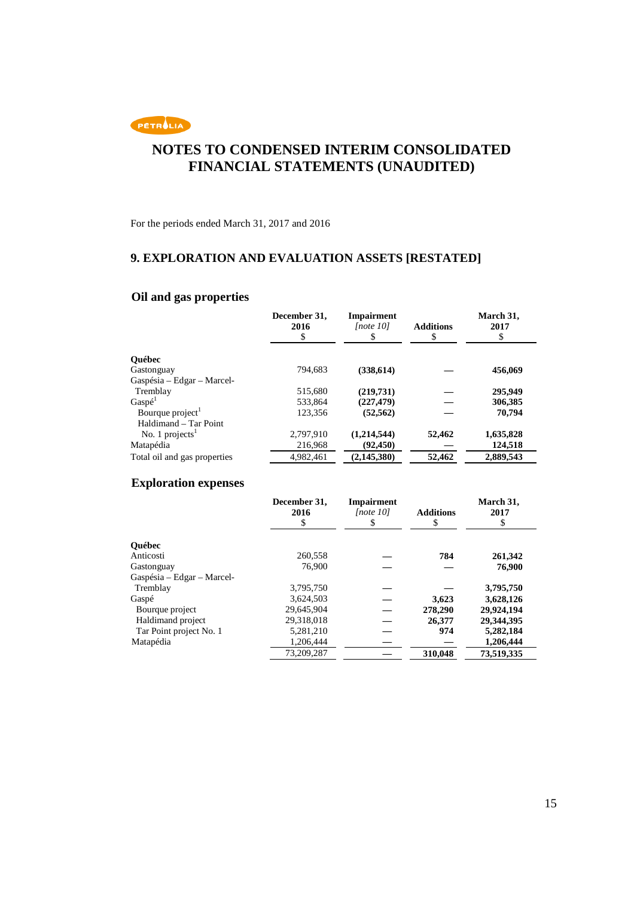# NOTES TO CONDENSED INTERIM CONSOLIDATED FINANCIAL STATEMENTS (UNAUDITED)

For the periods ended March 31, 2017 and 2016

## 9. EXPLORATION AND EVALUATION ASSETS [RESTATED]

### Oil and gas properties

| | December 31, 2016 $ | Impairment *[note 10]* $ | Additions $ | March 31, 2017 $ |
|---|---|---|---|---|
| **Québec** | | | | |
| Gastonguay | 794,683 | **(338,614)** | **—** | **456,069** |
| Gaspésia – Edgar – Marcel-Tremblay | 515,680 | **(219,731)** | **—** | **295,949** |
| Gaspé[1] | 533,864 | **(227,479)** | **—** | **306,385** |
| Bourque project[1] | 123,356 | **(52,562)** | **—** | **70,794** |
| Haldimand – Tar Point No. 1 projects[1] | 2,797,910 | **(1,214,544)** | **52,462** | **1,635,828** |
| Matapédia | 216,968 | **(92,450)** | **—** | **124,518** |
| Total oil and gas properties | 4,982,461 | **(2,145,380)** | **52,462** | **2,889,543** |

### Exploration expenses

| | December 31, 2016 $ | Impairment *[note 10]* $ | Additions $ | March 31, 2017 $ |
|---|---|---|---|---|
| **Québec** | | | | |
| Anticosti | 260,558 | **—** | **784** | **261,342** |
| Gastonguay | 76,900 | **—** | **—** | **76,900** |
| Gaspésia – Edgar – Marcel-Tremblay | 3,795,750 | **—** | **—** | **3,795,750** |
| Gaspé | 3,624,503 | **—** | **3,623** | **3,628,126** |
| Bourque project | 29,645,904 | **—** | **278,290** | **29,924,194** |
| Haldimand project | 29,318,018 | **—** | **26,377** | **29,344,395** |
| Tar Point project No. 1 | 5,281,210 | **—** | **974** | **5,282,184** |
| Matapédia | 1,206,444 | **—** | **—** | **1,206,444** |
| | 73,209,287 | **—** | **310,048** | **73,519,335** |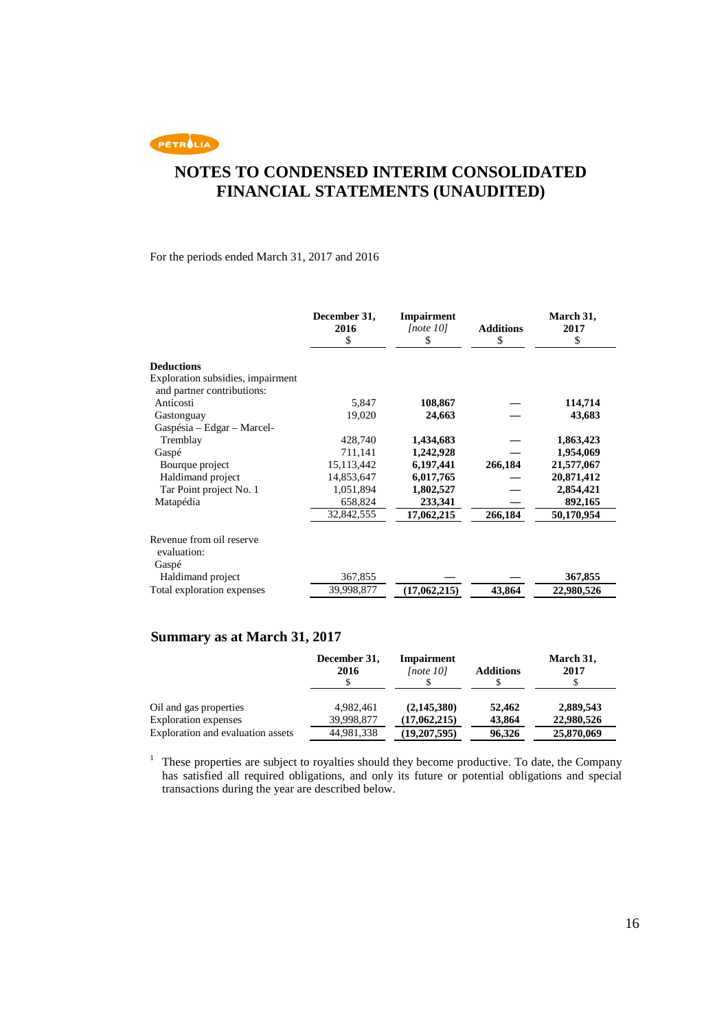# NOTES TO CONDENSED INTERIM CONSOLIDATED FINANCIAL STATEMENTS (UNAUDITED)

For the periods ended March 31, 2017 and 2016

| | December 31, 2016<br>$ | Impairment *[note 10]*<br>$ | Additions<br>$ | March 31, 2017<br>$ |
|---|---|---|---|---|
| **Deductions** | | | | |
| Exploration subsidies, impairment and partner contributions: | | | | |
| Anticosti | 5,847 | **108,867** | **—** | **114,714** |
| Gastonguay | 19,020 | **24,663** | **—** | **43,683** |
| Gaspésia – Edgar – Marcel-Tremblay | 428,740 | **1,434,683** | **—** | **1,863,423** |
| Gaspé | 711,141 | **1,242,928** | **—** | **1,954,069** |
| Bourque project | 15,113,442 | **6,197,441** | **266,184** | **21,577,067** |
| Haldimand project | 14,853,647 | **6,017,765** | **—** | **20,871,412** |
| Tar Point project No. 1 | 1,051,894 | **1,802,527** | **—** | **2,854,421** |
| Matapédia | 658,824 | **233,341** | **—** | **892,165** |
| | 32,842,555 | **17,062,215** | **266,184** | **50,170,954** |
| Revenue from oil reserve evaluation: | | | | |
| Gaspé | | | | |
| Haldimand project | 367,855 | **—** | **—** | **367,855** |
| Total exploration expenses | 39,998,877 | **(17,062,215)** | **43,864** | **22,980,526** |

## Summary as at March 31, 2017

| | December 31, 2016<br>$ | Impairment *[note 10]*<br>$ | Additions<br>$ | March 31, 2017<br>$ |
|---|---|---|---|---|
| Oil and gas properties | 4,982,461 | **(2,145,380)** | **52,462** | **2,889,543** |
| Exploration expenses | 39,998,877 | **(17,062,215)** | **43,864** | **22,980,526** |
| Exploration and evaluation assets | 44,981,338 | **(19,207,595)** | **96,326** | **25,870,069** |

[1] These properties are subject to royalties should they become productive. To date, the Company has satisfied all required obligations, and only its future or potential obligations and special transactions during the year are described below.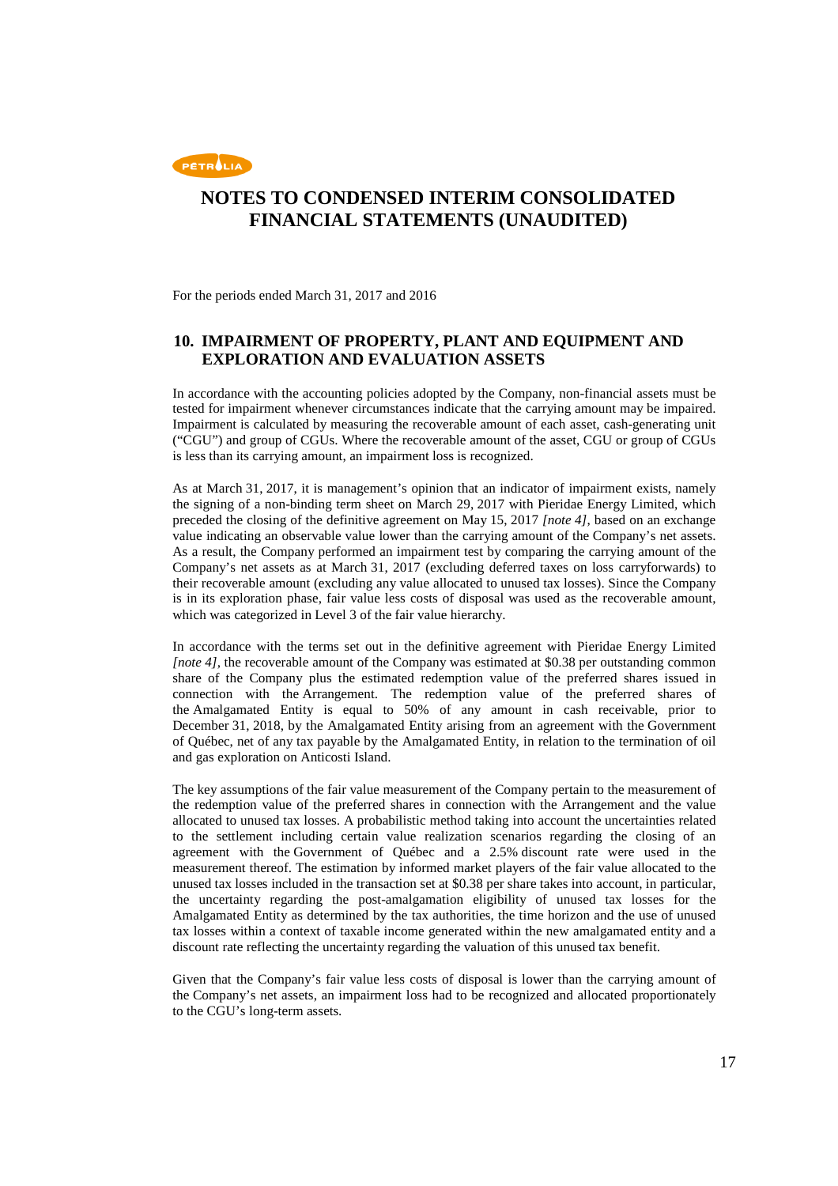# NOTES TO CONDENSED INTERIM CONSOLIDATED FINANCIAL STATEMENTS (UNAUDITED)

For the periods ended March 31, 2017 and 2016

## 10. IMPAIRMENT OF PROPERTY, PLANT AND EQUIPMENT AND EXPLORATION AND EVALUATION ASSETS

In accordance with the accounting policies adopted by the Company, non-financial assets must be tested for impairment whenever circumstances indicate that the carrying amount may be impaired. Impairment is calculated by measuring the recoverable amount of each asset, cash-generating unit ("CGU") and group of CGUs. Where the recoverable amount of the asset, CGU or group of CGUs is less than its carrying amount, an impairment loss is recognized.

As at March 31, 2017, it is management's opinion that an indicator of impairment exists, namely the signing of a non-binding term sheet on March 29, 2017 with Pieridae Energy Limited, which preceded the closing of the definitive agreement on May 15, 2017 *[note 4]*, based on an exchange value indicating an observable value lower than the carrying amount of the Company's net assets. As a result, the Company performed an impairment test by comparing the carrying amount of the Company's net assets as at March 31, 2017 (excluding deferred taxes on loss carryforwards) to their recoverable amount (excluding any value allocated to unused tax losses). Since the Company is in its exploration phase, fair value less costs of disposal was used as the recoverable amount, which was categorized in Level 3 of the fair value hierarchy.

In accordance with the terms set out in the definitive agreement with Pieridae Energy Limited *[note 4]*, the recoverable amount of the Company was estimated at $0.38 per outstanding common share of the Company plus the estimated redemption value of the preferred shares issued in connection with the Arrangement. The redemption value of the preferred shares of the Amalgamated Entity is equal to 50% of any amount in cash receivable, prior to December 31, 2018, by the Amalgamated Entity arising from an agreement with the Government of Québec, net of any tax payable by the Amalgamated Entity, in relation to the termination of oil and gas exploration on Anticosti Island.

The key assumptions of the fair value measurement of the Company pertain to the measurement of the redemption value of the preferred shares in connection with the Arrangement and the value allocated to unused tax losses. A probabilistic method taking into account the uncertainties related to the settlement including certain value realization scenarios regarding the closing of an agreement with the Government of Québec and a 2.5% discount rate were used in the measurement thereof. The estimation by informed market players of the fair value allocated to the unused tax losses included in the transaction set at $0.38 per share takes into account, in particular, the uncertainty regarding the post-amalgamation eligibility of unused tax losses for the Amalgamated Entity as determined by the tax authorities, the time horizon and the use of unused tax losses within a context of taxable income generated within the new amalgamated entity and a discount rate reflecting the uncertainty regarding the valuation of this unused tax benefit.

Given that the Company's fair value less costs of disposal is lower than the carrying amount of the Company's net assets, an impairment loss had to be recognized and allocated proportionately to the CGU's long-term assets.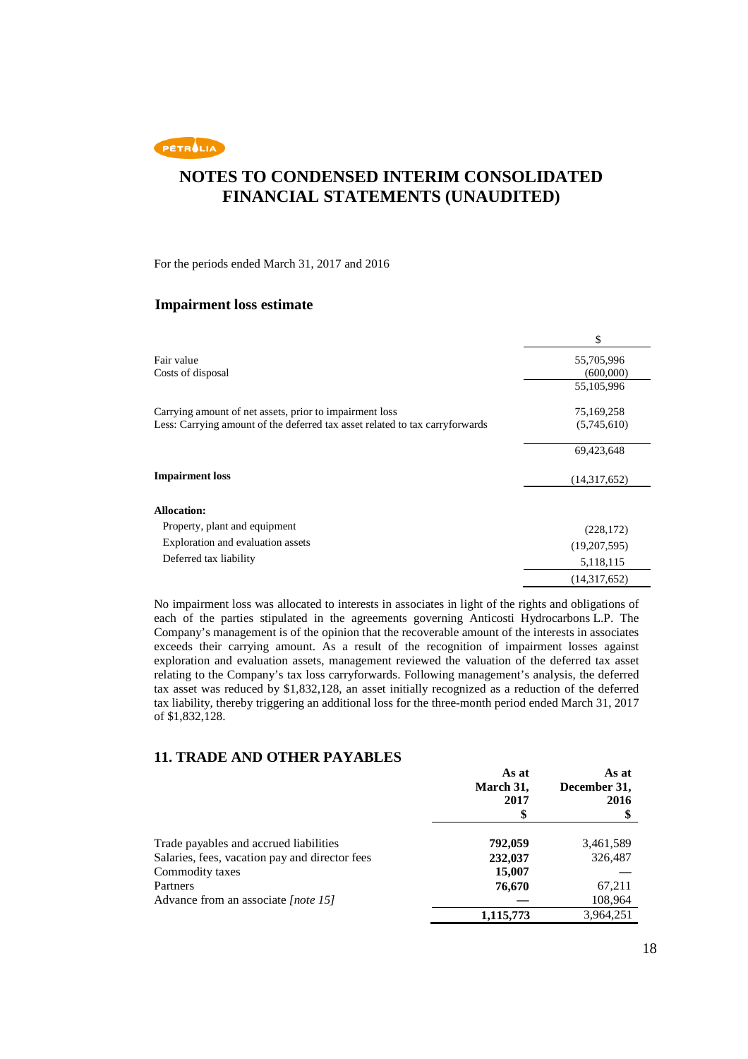# NOTES TO CONDENSED INTERIM CONSOLIDATED FINANCIAL STATEMENTS (UNAUDITED)

For the periods ended March 31, 2017 and 2016

### Impairment loss estimate

| | $ |
|---|---|
| Fair value | 55,705,996 |
| Costs of disposal | (600,000) |
| | 55,105,996 |
| Carrying amount of net assets, prior to impairment loss | 75,169,258 |
| Less: Carrying amount of the deferred tax asset related to tax carryforwards | (5,745,610) |
| | 69,423,648 |
| **Impairment loss** | (14,317,652) |
| **Allocation:** | |
| Property, plant and equipment | (228,172) |
| Exploration and evaluation assets | (19,207,595) |
| Deferred tax liability | 5,118,115 |
| | (14,317,652) |

No impairment loss was allocated to interests in associates in light of the rights and obligations of each of the parties stipulated in the agreements governing Anticosti Hydrocarbons L.P. The Company's management is of the opinion that the recoverable amount of the interests in associates exceeds their carrying amount. As a result of the recognition of impairment losses against exploration and evaluation assets, management reviewed the valuation of the deferred tax asset relating to the Company's tax loss carryforwards. Following management's analysis, the deferred tax asset was reduced by $1,832,128, an asset initially recognized as a reduction of the deferred tax liability, thereby triggering an additional loss for the three-month period ended March 31, 2017 of $1,832,128.

## 11. TRADE AND OTHER PAYABLES

| | As at March 31, 2017 $ | As at December 31, 2016 $ |
|---|---|---|
| Trade payables and accrued liabilities | **792,059** | 3,461,589 |
| Salaries, fees, vacation pay and director fees | **232,037** | 326,487 |
| Commodity taxes | **15,007** | — |
| Partners | **76,670** | 67,211 |
| Advance from an associate *[note 15]* | — | 108,964 |
| | **1,115,773** | 3,964,251 |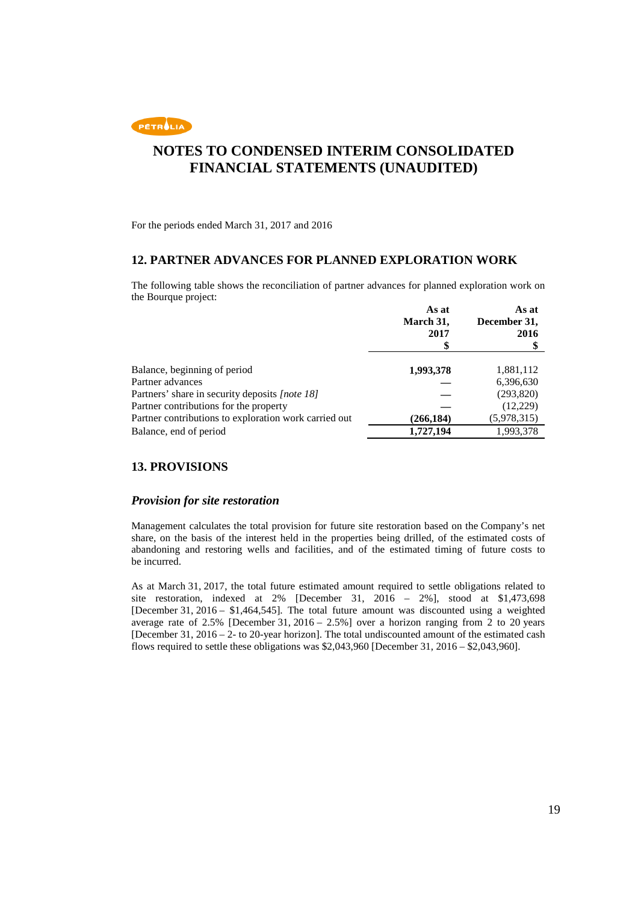# NOTES TO CONDENSED INTERIM CONSOLIDATED FINANCIAL STATEMENTS (UNAUDITED)

For the periods ended March 31, 2017 and 2016

## 12. PARTNER ADVANCES FOR PLANNED EXPLORATION WORK

The following table shows the reconciliation of partner advances for planned exploration work on the Bourque project:

| | **As at March 31, 2017 $** | **As at December 31, 2016 $** |
|---|---|---|
| Balance, beginning of period | **1,993,378** | 1,881,112 |
| Partner advances | — | 6,396,630 |
| Partners' share in security deposits *[note 18]* | — | (293,820) |
| Partner contributions for the property | — | (12,229) |
| Partner contributions to exploration work carried out | **(266,184)** | (5,978,315) |
| Balance, end of period | **1,727,194** | 1,993,378 |

## 13. PROVISIONS

### *Provision for site restoration*

Management calculates the total provision for future site restoration based on the Company's net share, on the basis of the interest held in the properties being drilled, of the estimated costs of abandoning and restoring wells and facilities, and of the estimated timing of future costs to be incurred.

As at March 31, 2017, the total future estimated amount required to settle obligations related to site restoration, indexed at 2% [December 31, 2016 – 2%], stood at $1,473,698 [December 31, 2016 – $1,464,545]. The total future amount was discounted using a weighted average rate of 2.5% [December 31, 2016 – 2.5%] over a horizon ranging from 2 to 20 years [December 31, 2016 – 2- to 20-year horizon]. The total undiscounted amount of the estimated cash flows required to settle these obligations was $2,043,960 [December 31, 2016 – $2,043,960].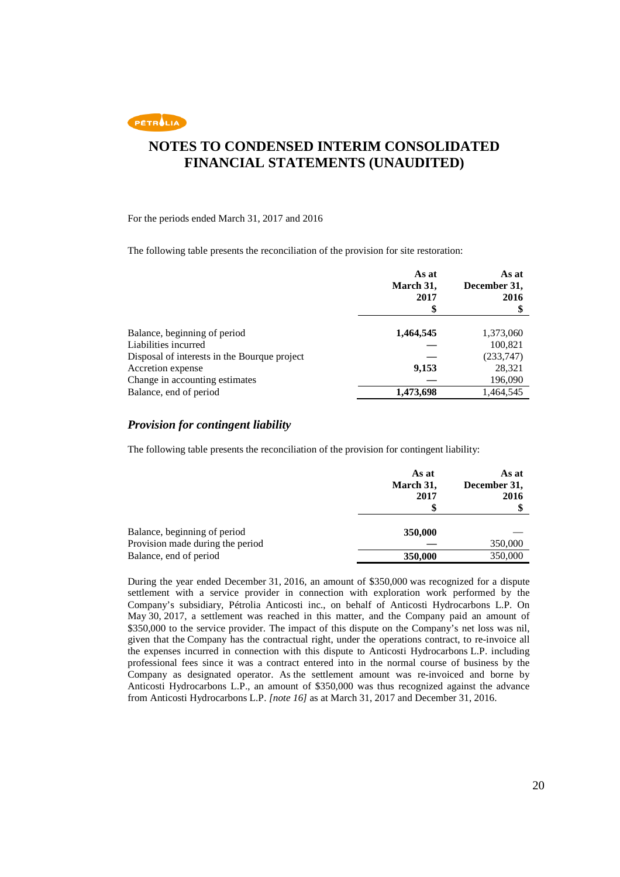# NOTES TO CONDENSED INTERIM CONSOLIDATED FINANCIAL STATEMENTS (UNAUDITED)

For the periods ended March 31, 2017 and 2016

The following table presents the reconciliation of the provision for site restoration:

| | As at March 31, 2017 $ | As at December 31, 2016 $ |
|---|---|---|
| Balance, beginning of period | **1,464,545** | 1,373,060 |
| Liabilities incurred | **—** | 100,821 |
| Disposal of interests in the Bourque project | **—** | (233,747) |
| Accretion expense | **9,153** | 28,321 |
| Change in accounting estimates | **—** | 196,090 |
| Balance, end of period | **1,473,698** | 1,464,545 |

### *Provision for contingent liability*

The following table presents the reconciliation of the provision for contingent liability:

| | As at March 31, 2017 $ | As at December 31, 2016 $ |
|---|---|---|
| Balance, beginning of period | **350,000** | — |
| Provision made during the period | **—** | 350,000 |
| Balance, end of period | **350,000** | 350,000 |

During the year ended December 31, 2016, an amount of $350,000 was recognized for a dispute settlement with a service provider in connection with exploration work performed by the Company's subsidiary, Pétrolia Anticosti inc., on behalf of Anticosti Hydrocarbons L.P. On May 30, 2017, a settlement was reached in this matter, and the Company paid an amount of $350,000 to the service provider. The impact of this dispute on the Company's net loss was nil, given that the Company has the contractual right, under the operations contract, to re-invoice all the expenses incurred in connection with this dispute to Anticosti Hydrocarbons L.P. including professional fees since it was a contract entered into in the normal course of business by the Company as designated operator. As the settlement amount was re-invoiced and borne by Anticosti Hydrocarbons L.P., an amount of $350,000 was thus recognized against the advance from Anticosti Hydrocarbons L.P. *[note 16]* as at March 31, 2017 and December 31, 2016.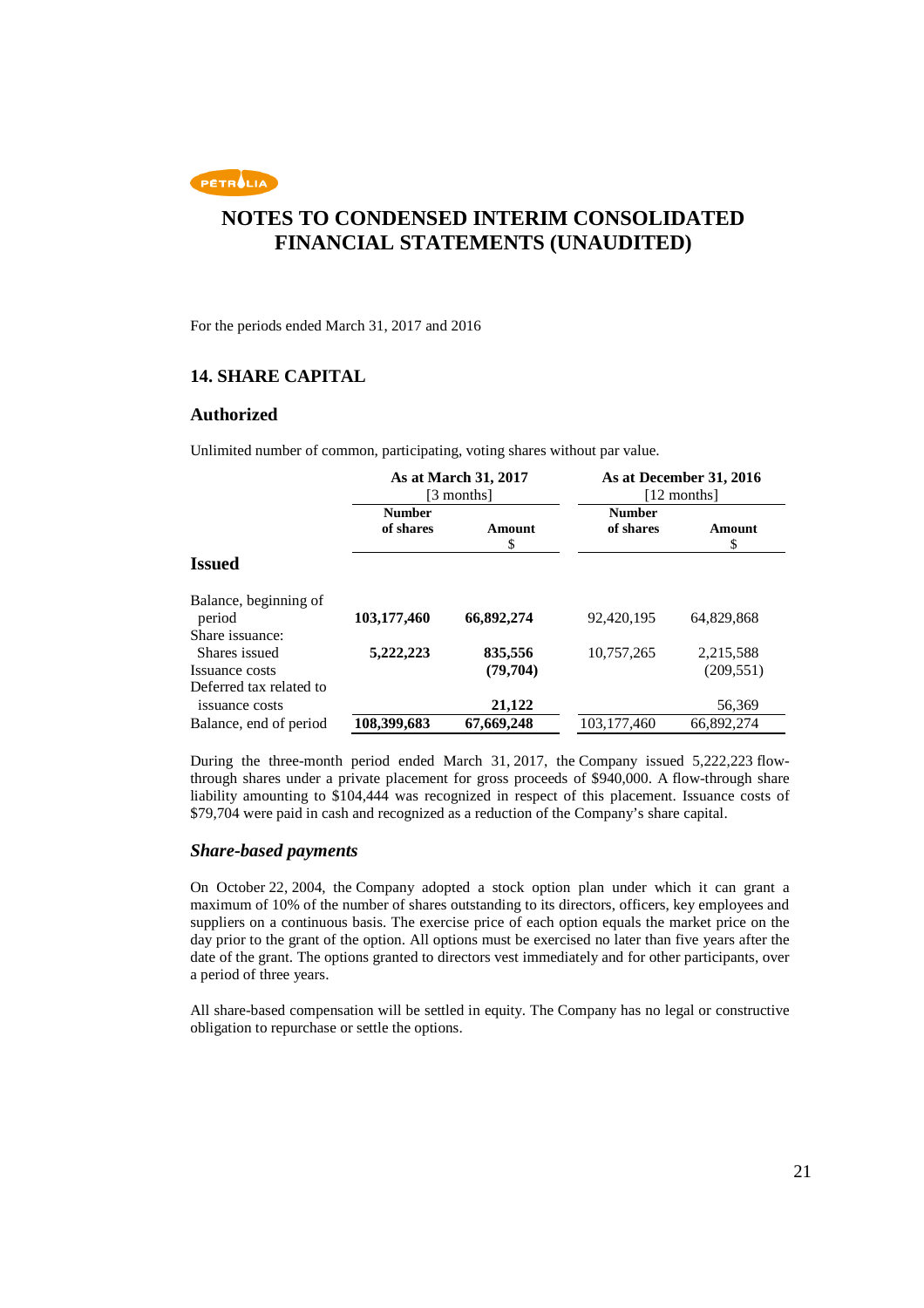# NOTES TO CONDENSED INTERIM CONSOLIDATED FINANCIAL STATEMENTS (UNAUDITED)

For the periods ended March 31, 2017 and 2016

## 14. SHARE CAPITAL

### Authorized

Unlimited number of common, participating, voting shares without par value.

| | As at March 31, 2017 [3 months] | | As at December 31, 2016 [12 months] | |
|---|---|---|---|---|
| | **Number of shares** | **Amount** $ | **Number of shares** | **Amount** $ |
| **Issued** | | | | |
| Balance, beginning of period | **103,177,460** | **66,892,274** | 92,420,195 | 64,829,868 |
| Share issuance: | | | | |
| Shares issued | **5,222,223** | **835,556** | 10,757,265 | 2,215,588 |
| Issuance costs | | **(79,704)** | | (209,551) |
| Deferred tax related to issuance costs | | **21,122** | | 56,369 |
| Balance, end of period | **108,399,683** | **67,669,248** | 103,177,460 | 66,892,274 |

During the three-month period ended March 31, 2017, the Company issued 5,222,223 flow-through shares under a private placement for gross proceeds of $940,000. A flow-through share liability amounting to $104,444 was recognized in respect of this placement. Issuance costs of $79,704 were paid in cash and recognized as a reduction of the Company's share capital.

### *Share-based payments*

On October 22, 2004, the Company adopted a stock option plan under which it can grant a maximum of 10% of the number of shares outstanding to its directors, officers, key employees and suppliers on a continuous basis. The exercise price of each option equals the market price on the day prior to the grant of the option. All options must be exercised no later than five years after the date of the grant. The options granted to directors vest immediately and for other participants, over a period of three years.

All share-based compensation will be settled in equity. The Company has no legal or constructive obligation to repurchase or settle the options.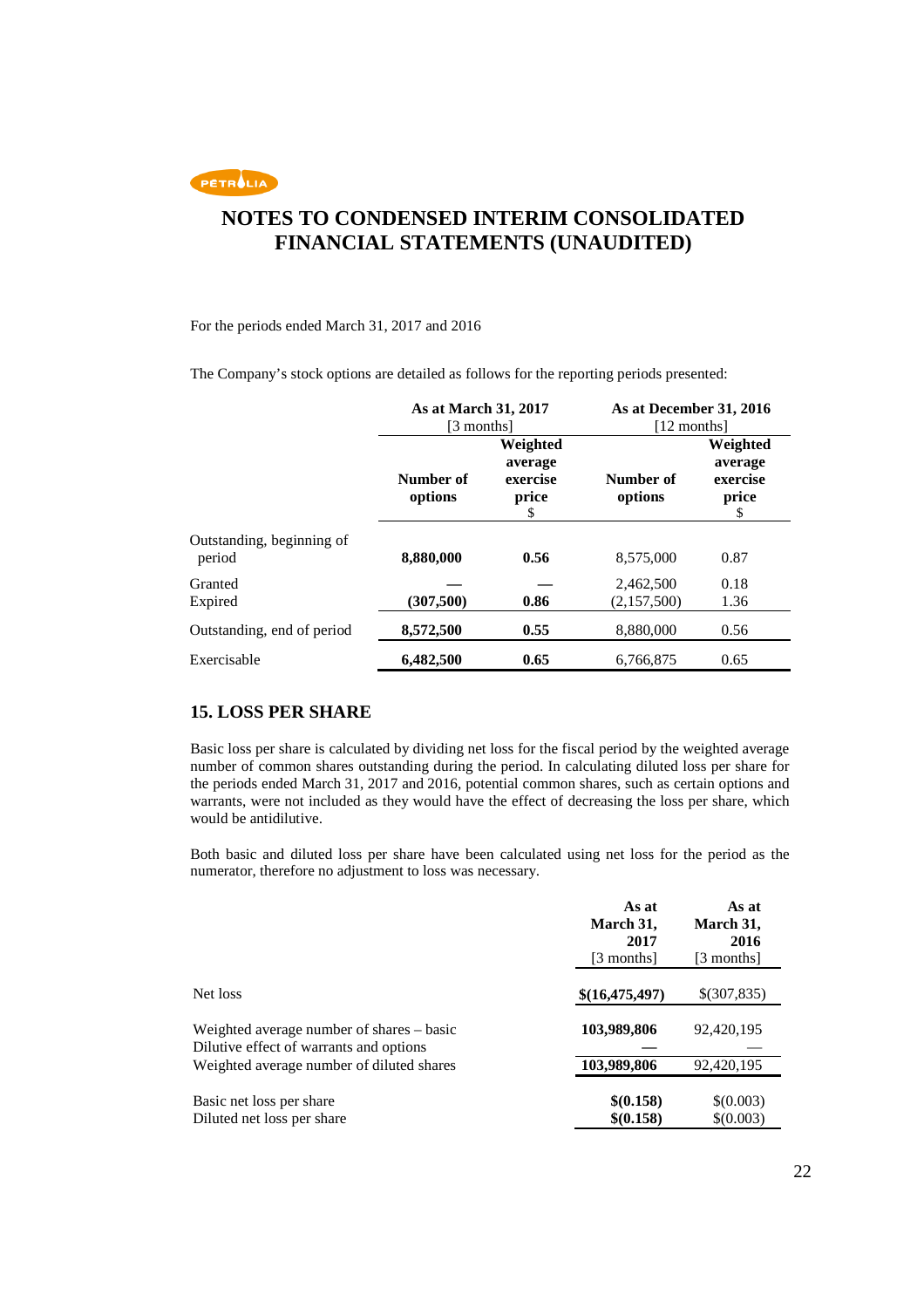# NOTES TO CONDENSED INTERIM CONSOLIDATED FINANCIAL STATEMENTS (UNAUDITED)

For the periods ended March 31, 2017 and 2016

The Company's stock options are detailed as follows for the reporting periods presented:

| | **As at March 31, 2017** [3 months] | | **As at December 31, 2016** [12 months] | |
|---|---|---|---|---|
| | **Number of options** | **Weighted average exercise price** $ | **Number of options** | **Weighted average exercise price** $ |
| Outstanding, beginning of period | **8,880,000** | **0.56** | 8,575,000 | 0.87 |
| Granted | **—** | **—** | 2,462,500 | 0.18 |
| Expired | **(307,500)** | **0.86** | (2,157,500) | 1.36 |
| Outstanding, end of period | **8,572,500** | **0.55** | 8,880,000 | 0.56 |
| Exercisable | **6,482,500** | **0.65** | 6,766,875 | 0.65 |

## 15. LOSS PER SHARE

Basic loss per share is calculated by dividing net loss for the fiscal period by the weighted average number of common shares outstanding during the period. In calculating diluted loss per share for the periods ended March 31, 2017 and 2016, potential common shares, such as certain options and warrants, were not included as they would have the effect of decreasing the loss per share, which would be antidilutive.

Both basic and diluted loss per share have been calculated using net loss for the period as the numerator, therefore no adjustment to loss was necessary.

| | **As at March 31, 2017** [3 months] | **As at March 31, 2016** [3 months] |
|---|---|---|
| Net loss | **$(16,475,497)** | $(307,835) |
| Weighted average number of shares – basic | **103,989,806** | 92,420,195 |
| Dilutive effect of warrants and options | **—** | — |
| Weighted average number of diluted shares | **103,989,806** | 92,420,195 |
| Basic net loss per share | **$(0.158)** | $(0.003) |
| Diluted net loss per share | **$(0.158)** | $(0.003) |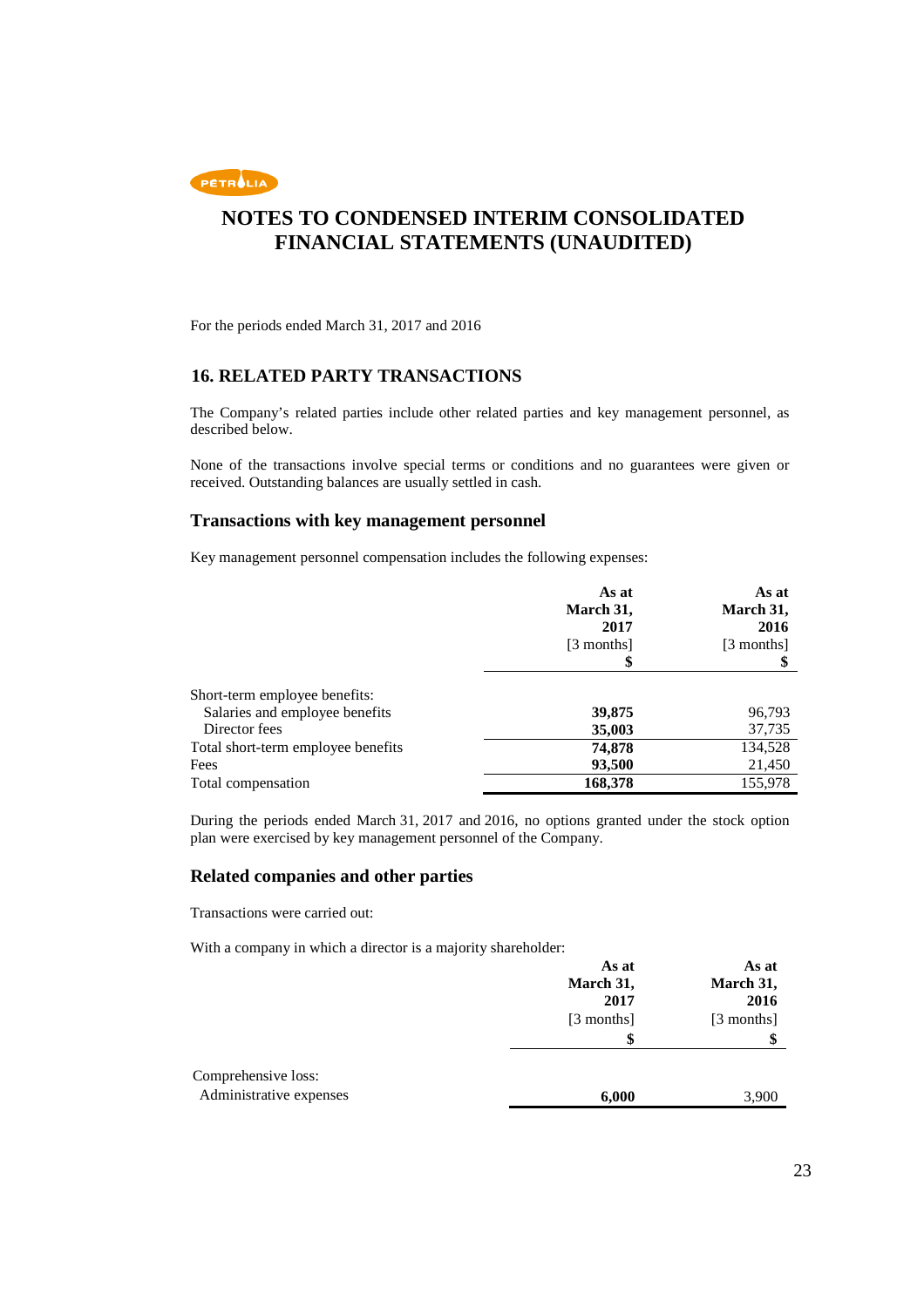# NOTES TO CONDENSED INTERIM CONSOLIDATED FINANCIAL STATEMENTS (UNAUDITED)

For the periods ended March 31, 2017 and 2016

## 16. RELATED PARTY TRANSACTIONS

The Company's related parties include other related parties and key management personnel, as described below.

None of the transactions involve special terms or conditions and no guarantees were given or received. Outstanding balances are usually settled in cash.

### Transactions with key management personnel

Key management personnel compensation includes the following expenses:

| | As at March 31, 2017 [3 months] $ | As at March 31, 2016 [3 months] $ |
|---|---|---|
| Short-term employee benefits: | | |
| Salaries and employee benefits | **39,875** | 96,793 |
| Director fees | **35,003** | 37,735 |
| Total short-term employee benefits | **74,878** | 134,528 |
| Fees | **93,500** | 21,450 |
| Total compensation | **168,378** | 155,978 |

During the periods ended March 31, 2017 and 2016, no options granted under the stock option plan were exercised by key management personnel of the Company.

### Related companies and other parties

Transactions were carried out:

With a company in which a director is a majority shareholder:

| | As at March 31, 2017 [3 months] $ | As at March 31, 2016 [3 months] $ |
|---|---|---|
| Comprehensive loss: | | |
| Administrative expenses | **6,000** | 3,900 |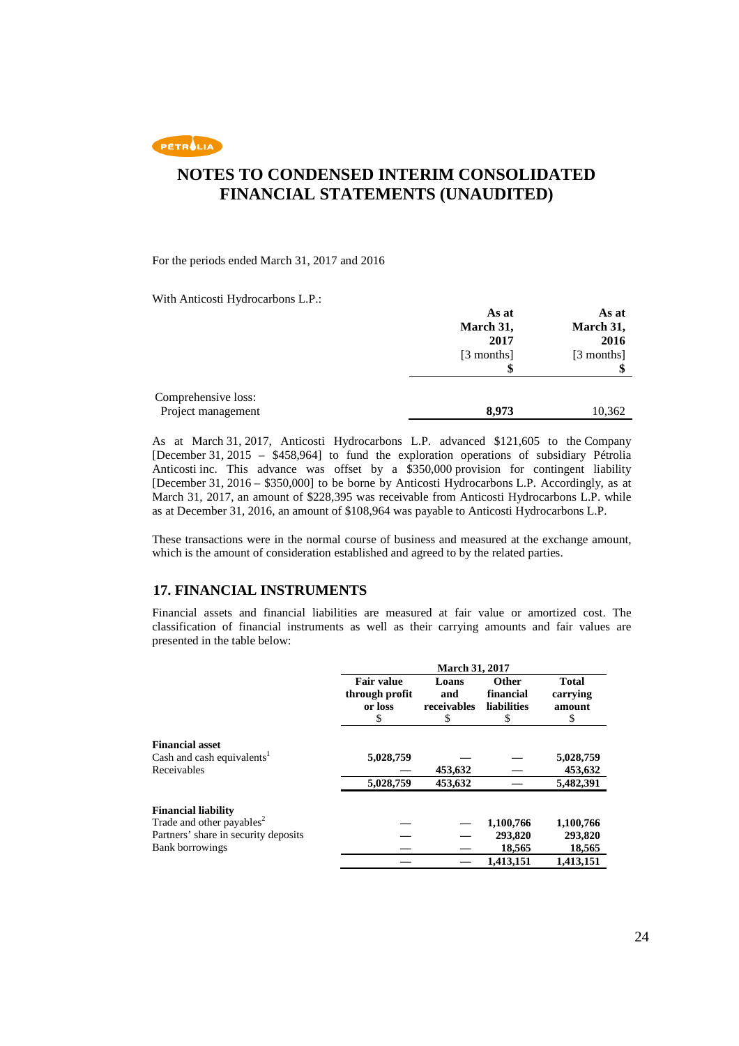# NOTES TO CONDENSED INTERIM CONSOLIDATED FINANCIAL STATEMENTS (UNAUDITED)

For the periods ended March 31, 2017 and 2016

With Anticosti Hydrocarbons L.P.:

| | As at March 31, 2017 [3 months] $ | As at March 31, 2016 [3 months] $ |
|---|---|---|
| Comprehensive loss: | | |
| Project management | **8,973** | 10,362 |

As at March 31, 2017, Anticosti Hydrocarbons L.P. advanced $121,605 to the Company [December 31, 2015 – $458,964] to fund the exploration operations of subsidiary Pétrolia Anticosti inc. This advance was offset by a $350,000 provision for contingent liability [December 31, 2016 – $350,000] to be borne by Anticosti Hydrocarbons L.P. Accordingly, as at March 31, 2017, an amount of $228,395 was receivable from Anticosti Hydrocarbons L.P. while as at December 31, 2016, an amount of $108,964 was payable to Anticosti Hydrocarbons L.P.

These transactions were in the normal course of business and measured at the exchange amount, which is the amount of consideration established and agreed to by the related parties.

## 17. FINANCIAL INSTRUMENTS

Financial assets and financial liabilities are measured at fair value or amortized cost. The classification of financial instruments as well as their carrying amounts and fair values are presented in the table below:

| | March 31, 2017 | | | |
|---|---|---|---|---|
| | **Fair value through profit or loss** $ | **Loans and receivables** $ | **Other financial liabilities** $ | **Total carrying amount** $ |
| **Financial asset** | | | | |
| Cash and cash equivalents[1] | **5,028,759** | — | — | **5,028,759** |
| Receivables | — | **453,632** | — | **453,632** |
| | **5,028,759** | **453,632** | — | **5,482,391** |
| **Financial liability** | | | | |
| Trade and other payables[2] | — | — | **1,100,766** | **1,100,766** |
| Partners' share in security deposits | — | — | **293,820** | **293,820** |
| Bank borrowings | — | — | **18,565** | **18,565** |
| | — | — | **1,413,151** | **1,413,151** |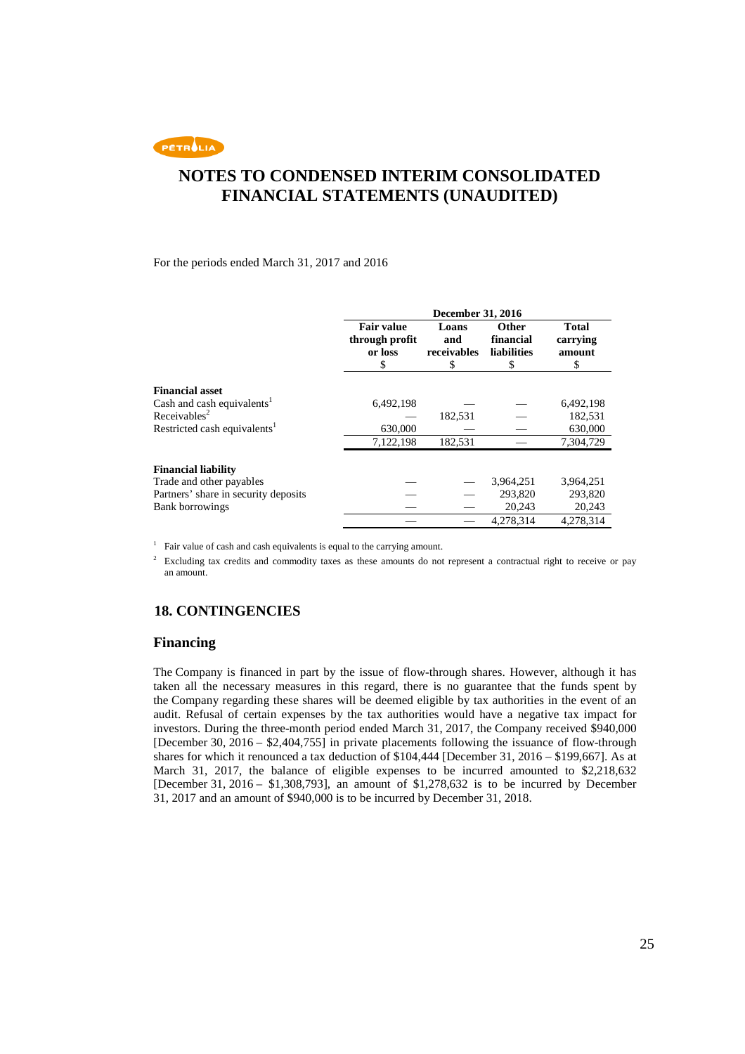# NOTES TO CONDENSED INTERIM CONSOLIDATED FINANCIAL STATEMENTS (UNAUDITED)

For the periods ended March 31, 2017 and 2016

| | December 31, 2016 | | | |
|---|---|---|---|---|
| | Fair value through profit or loss<br>$ | Loans and receivables<br>$ | Other financial liabilities<br>$ | Total carrying amount<br>$ |
| **Financial asset** | | | | |
| Cash and cash equivalents[1] | 6,492,198 | — | — | 6,492,198 |
| Receivables[2] | — | 182,531 | — | 182,531 |
| Restricted cash equivalents[1] | 630,000 | — | — | 630,000 |
| | 7,122,198 | 182,531 | — | 7,304,729 |
| **Financial liability** | | | | |
| Trade and other payables | — | — | 3,964,251 | 3,964,251 |
| Partners' share in security deposits | — | — | 293,820 | 293,820 |
| Bank borrowings | — | — | 20,243 | 20,243 |
| | — | — | 4,278,314 | 4,278,314 |

[1] Fair value of cash and cash equivalents is equal to the carrying amount.

[2] Excluding tax credits and commodity taxes as these amounts do not represent a contractual right to receive or pay an amount.

## 18. CONTINGENCIES

### Financing

The Company is financed in part by the issue of flow-through shares. However, although it has taken all the necessary measures in this regard, there is no guarantee that the funds spent by the Company regarding these shares will be deemed eligible by tax authorities in the event of an audit. Refusal of certain expenses by the tax authorities would have a negative tax impact for investors. During the three-month period ended March 31, 2017, the Company received $940,000 [December 30, 2016 – $2,404,755] in private placements following the issuance of flow-through shares for which it renounced a tax deduction of $104,444 [December 31, 2016 – $199,667]. As at March 31, 2017, the balance of eligible expenses to be incurred amounted to $2,218,632 [December 31, 2016 – $1,308,793], an amount of $1,278,632 is to be incurred by December 31, 2017 and an amount of $940,000 is to be incurred by December 31, 2018.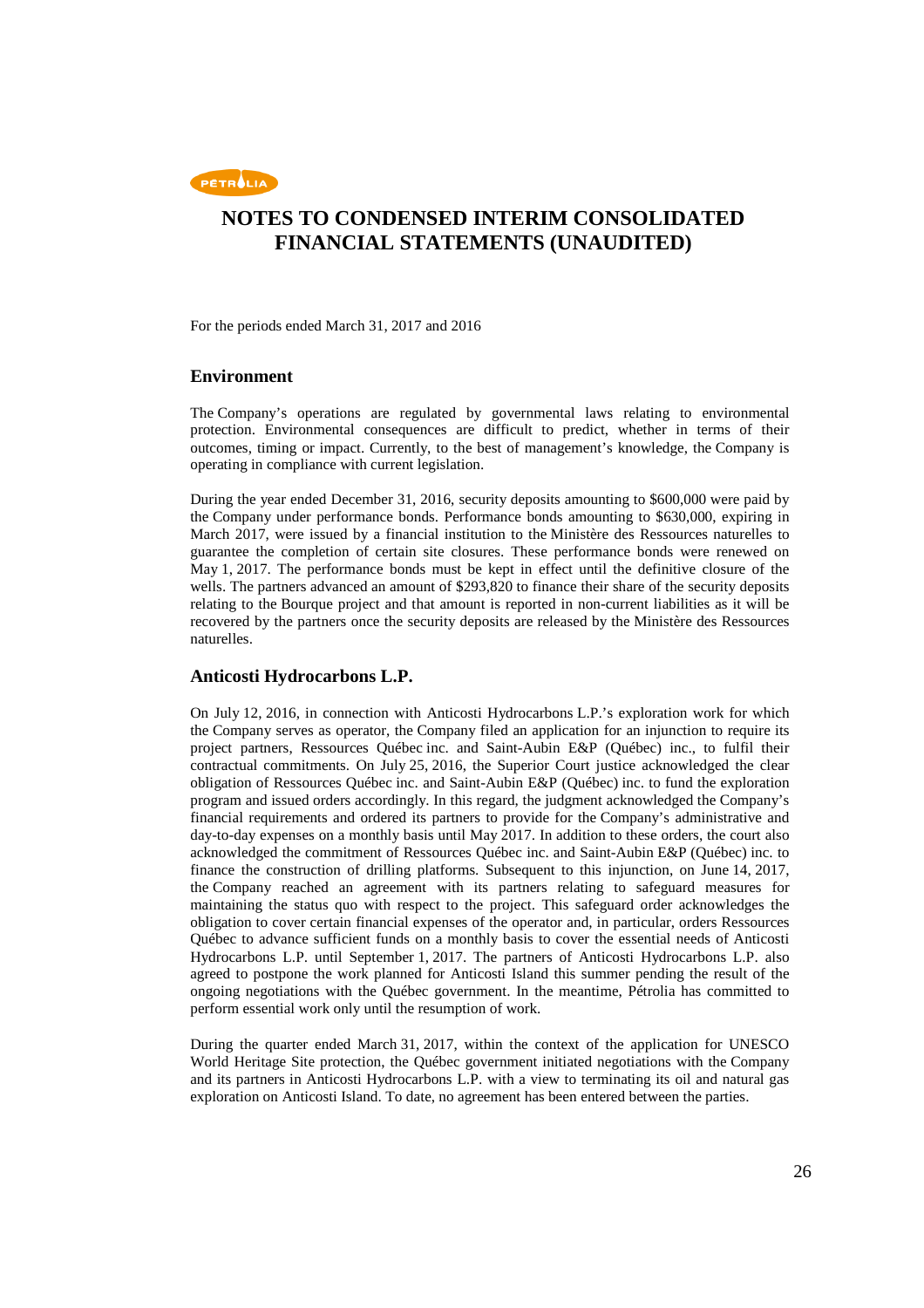# NOTES TO CONDENSED INTERIM CONSOLIDATED FINANCIAL STATEMENTS (UNAUDITED)

For the periods ended March 31, 2017 and 2016

## Environment

The Company's operations are regulated by governmental laws relating to environmental protection. Environmental consequences are difficult to predict, whether in terms of their outcomes, timing or impact. Currently, to the best of management's knowledge, the Company is operating in compliance with current legislation.

During the year ended December 31, 2016, security deposits amounting to $600,000 were paid by the Company under performance bonds. Performance bonds amounting to $630,000, expiring in March 2017, were issued by a financial institution to the Ministère des Ressources naturelles to guarantee the completion of certain site closures. These performance bonds were renewed on May 1, 2017. The performance bonds must be kept in effect until the definitive closure of the wells. The partners advanced an amount of $293,820 to finance their share of the security deposits relating to the Bourque project and that amount is reported in non-current liabilities as it will be recovered by the partners once the security deposits are released by the Ministère des Ressources naturelles.

## Anticosti Hydrocarbons L.P.

On July 12, 2016, in connection with Anticosti Hydrocarbons L.P.'s exploration work for which the Company serves as operator, the Company filed an application for an injunction to require its project partners, Ressources Québec inc. and Saint-Aubin E&P (Québec) inc., to fulfil their contractual commitments. On July 25, 2016, the Superior Court justice acknowledged the clear obligation of Ressources Québec inc. and Saint-Aubin E&P (Québec) inc. to fund the exploration program and issued orders accordingly. In this regard, the judgment acknowledged the Company's financial requirements and ordered its partners to provide for the Company's administrative and day-to-day expenses on a monthly basis until May 2017. In addition to these orders, the court also acknowledged the commitment of Ressources Québec inc. and Saint-Aubin E&P (Québec) inc. to finance the construction of drilling platforms. Subsequent to this injunction, on June 14, 2017, the Company reached an agreement with its partners relating to safeguard measures for maintaining the status quo with respect to the project. This safeguard order acknowledges the obligation to cover certain financial expenses of the operator and, in particular, orders Ressources Québec to advance sufficient funds on a monthly basis to cover the essential needs of Anticosti Hydrocarbons L.P. until September 1, 2017. The partners of Anticosti Hydrocarbons L.P. also agreed to postpone the work planned for Anticosti Island this summer pending the result of the ongoing negotiations with the Québec government. In the meantime, Pétrolia has committed to perform essential work only until the resumption of work.

During the quarter ended March 31, 2017, within the context of the application for UNESCO World Heritage Site protection, the Québec government initiated negotiations with the Company and its partners in Anticosti Hydrocarbons L.P. with a view to terminating its oil and natural gas exploration on Anticosti Island. To date, no agreement has been entered between the parties.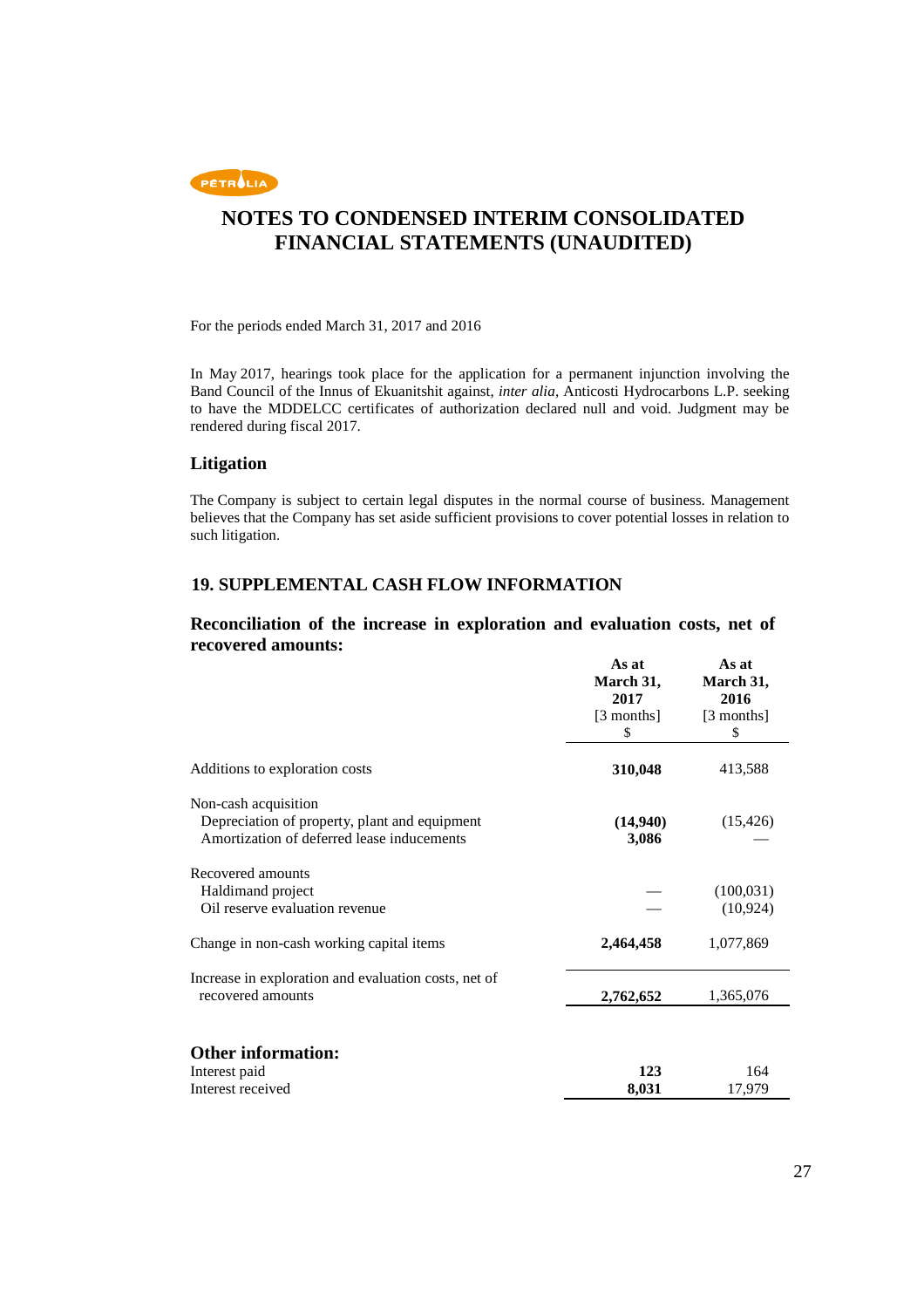# NOTES TO CONDENSED INTERIM CONSOLIDATED FINANCIAL STATEMENTS (UNAUDITED)

For the periods ended March 31, 2017 and 2016

In May 2017, hearings took place for the application for a permanent injunction involving the Band Council of the Innus of Ekuanitshit against, *inter alia*, Anticosti Hydrocarbons L.P. seeking to have the MDDELCC certificates of authorization declared null and void. Judgment may be rendered during fiscal 2017.

### Litigation

The Company is subject to certain legal disputes in the normal course of business. Management believes that the Company has set aside sufficient provisions to cover potential losses in relation to such litigation.

## 19. SUPPLEMENTAL CASH FLOW INFORMATION

### Reconciliation of the increase in exploration and evaluation costs, net of recovered amounts:

| | **As at March 31, 2017** [3 months] $ | **As at March 31, 2016** [3 months] $ |
|---|---|---|
| Additions to exploration costs | **310,048** | 413,588 |
| Non-cash acquisition | | |
| Depreciation of property, plant and equipment | **(14,940)** | (15,426) |
| Amortization of deferred lease inducements | **3,086** | — |
| Recovered amounts | | |
| Haldimand project | — | (100,031) |
| Oil reserve evaluation revenue | — | (10,924) |
| Change in non-cash working capital items | **2,464,458** | 1,077,869 |
| Increase in exploration and evaluation costs, net of recovered amounts | **2,762,652** | 1,365,076 |

### Other information:

| | | |
|---|---|---|
| Interest paid | **123** | 164 |
| Interest received | **8,031** | 17,979 |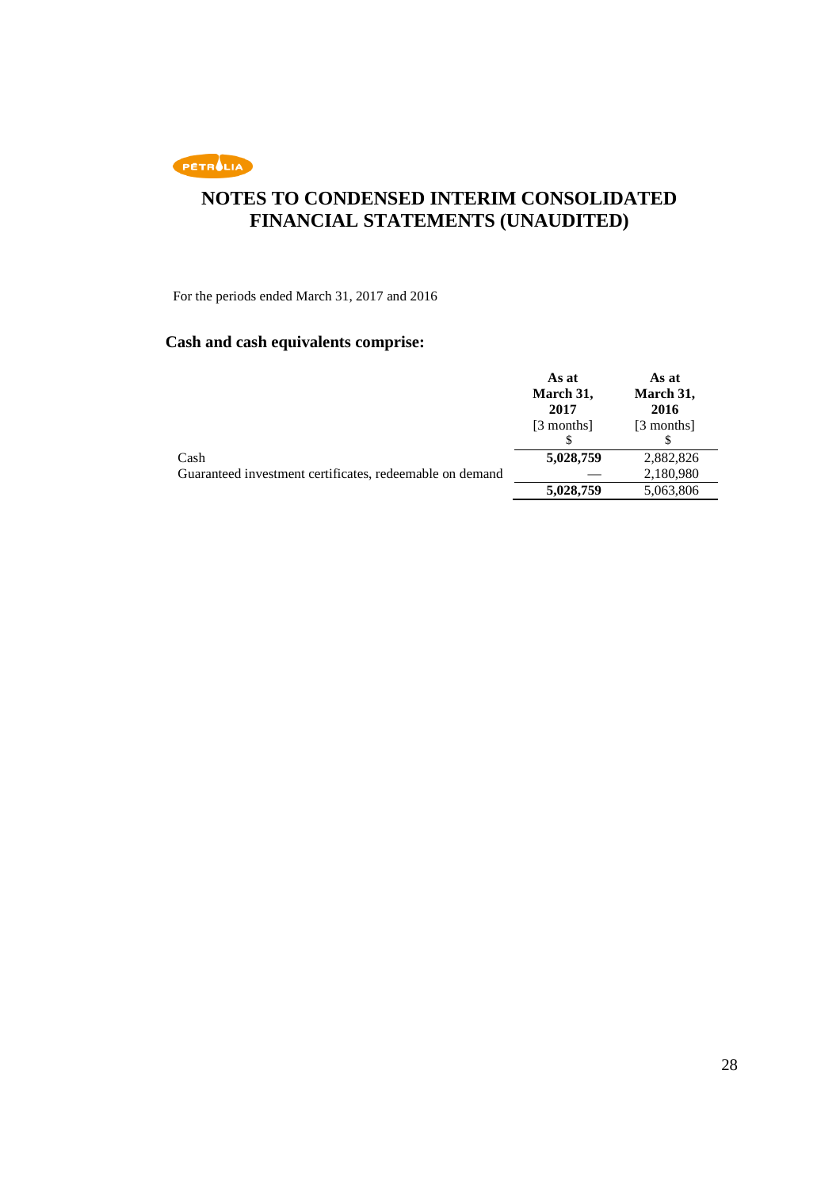# NOTES TO CONDENSED INTERIM CONSOLIDATED FINANCIAL STATEMENTS (UNAUDITED)

For the periods ended March 31, 2017 and 2016

## Cash and cash equivalents comprise:

| | As at March 31, 2017 [3 months] $ | As at March 31, 2016 [3 months] $ |
|---|---|---|
| Cash | **5,028,759** | 2,882,826 |
| Guaranteed investment certificates, redeemable on demand | **—** | 2,180,980 |
| | **5,028,759** | 5,063,806 |